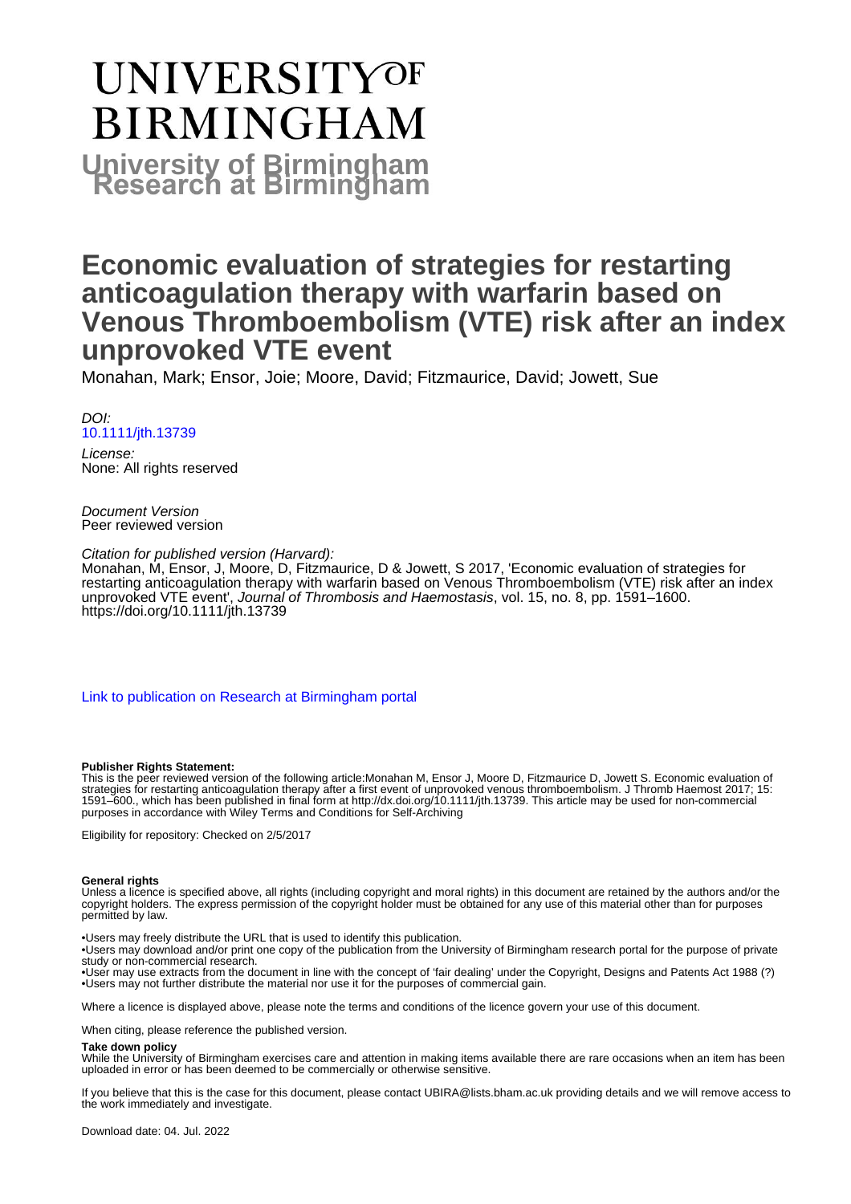# UNIVERSITY OF BIRMINGHAM

## University of Birmingham Research at Birmingham

# Economic evaluation of strategies for restarting anticoagulation therapy with warfarin based on Venous Thromboembolism (VTE) risk after an index unprovoked VTE event

Monahan, Mark; Ensor, Joie; Moore, David; Fitzmaurice, David; Jowett, Sue

*DOI:*
[10.1111/jth.13739](https://doi.org/10.1111/jth.13739)

*License:*
None: All rights reserved

*Document Version*
Peer reviewed version

*Citation for published version (Harvard):*
Monahan, M, Ensor, J, Moore, D, Fitzmaurice, D & Jowett, S 2017, 'Economic evaluation of strategies for restarting anticoagulation therapy with warfarin based on Venous Thromboembolism (VTE) risk after an index unprovoked VTE event', *Journal of Thrombosis and Haemostasis*, vol. 15, no. 8, pp. 1591–1600. https://doi.org/10.1111/jth.13739

Link to publication on Research at Birmingham portal

**Publisher Rights Statement:**
This is the peer reviewed version of the following article:Monahan M, Ensor J, Moore D, Fitzmaurice D, Jowett S. Economic evaluation of strategies for restarting anticoagulation therapy after a first event of unprovoked venous thromboembolism. J Thromb Haemost 2017; 15: 1591–600., which has been published in final form at http://dx.doi.org/10.1111/jth.13739. This article may be used for non-commercial purposes in accordance with Wiley Terms and Conditions for Self-Archiving

Eligibility for repository: Checked on 2/5/2017

**General rights**
Unless a licence is specified above, all rights (including copyright and moral rights) in this document are retained by the authors and/or the copyright holders. The express permission of the copyright holder must be obtained for any use of this material other than for purposes permitted by law.

•Users may freely distribute the URL that is used to identify this publication.
•Users may download and/or print one copy of the publication from the University of Birmingham research portal for the purpose of private study or non-commercial research.
•User may use extracts from the document in line with the concept of 'fair dealing' under the Copyright, Designs and Patents Act 1988 (?)
•Users may not further distribute the material nor use it for the purposes of commercial gain.

Where a licence is displayed above, please note the terms and conditions of the licence govern your use of this document.

When citing, please reference the published version.

**Take down policy**
While the University of Birmingham exercises care and attention in making items available there are rare occasions when an item has been uploaded in error or has been deemed to be commercially or otherwise sensitive.

If you believe that this is the case for this document, please contact UBIRA@lists.bham.ac.uk providing details and we will remove access to the work immediately and investigate.

Download date: 04. Jul. 2022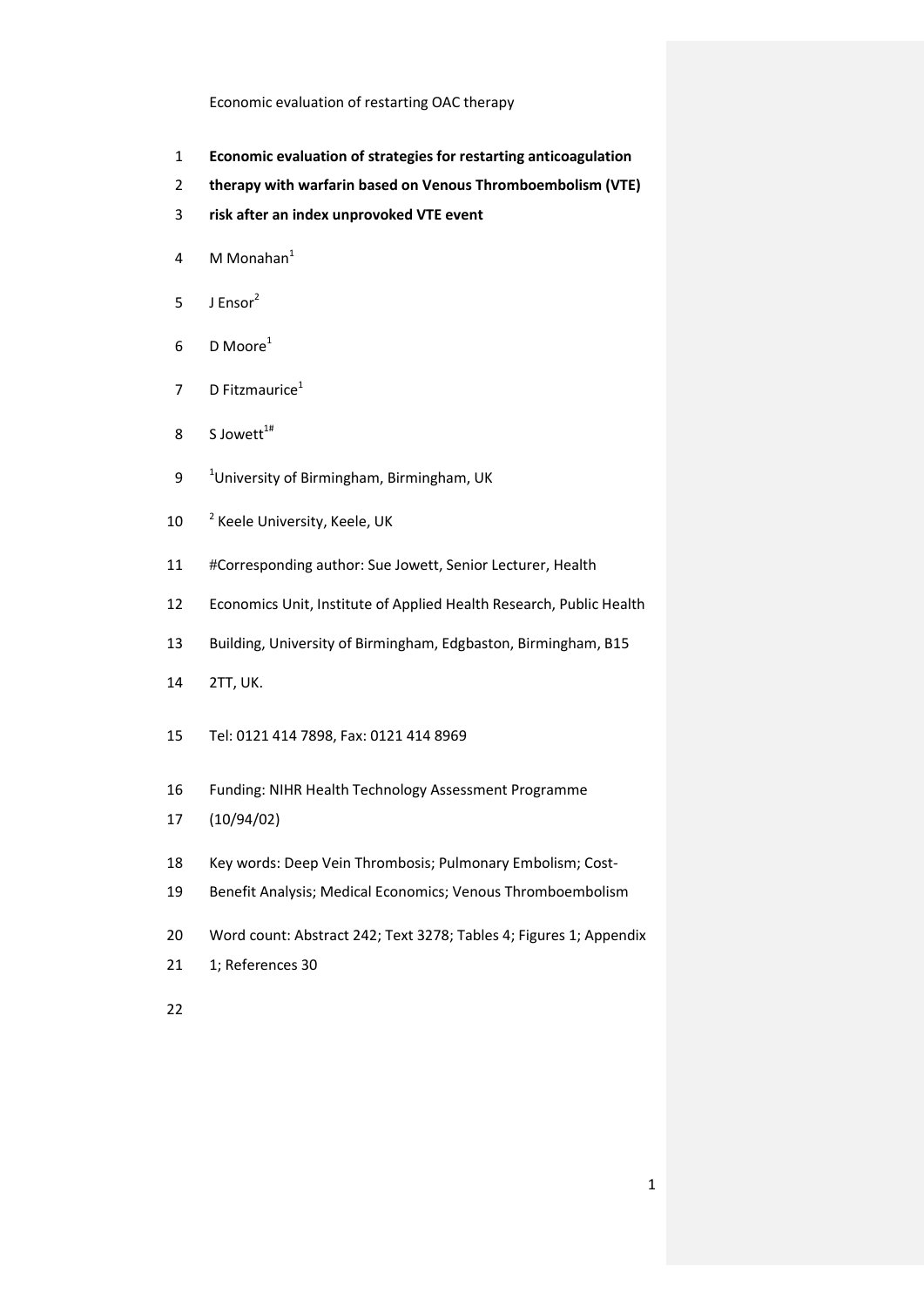# Economic evaluation of strategies for restarting anticoagulation therapy with warfarin based on Venous Thromboembolism (VTE) risk after an index unprovoked VTE event

M Monahan[1]

J Ensor[2]

D Moore[1]

D Fitzmaurice[1]

S Jowett[1#]

[1]University of Birmingham, Birmingham, UK

[2] Keele University, Keele, UK

#Corresponding author: Sue Jowett, Senior Lecturer, Health Economics Unit, Institute of Applied Health Research, Public Health Building, University of Birmingham, Edgbaston, Birmingham, B15 2TT, UK.

Tel: 0121 414 7898, Fax: 0121 414 8969

Funding: NIHR Health Technology Assessment Programme (10/94/02)

Key words: Deep Vein Thrombosis; Pulmonary Embolism; Cost-Benefit Analysis; Medical Economics; Venous Thromboembolism

Word count: Abstract 242; Text 3278; Tables 4; Figures 1; Appendix 1; References 30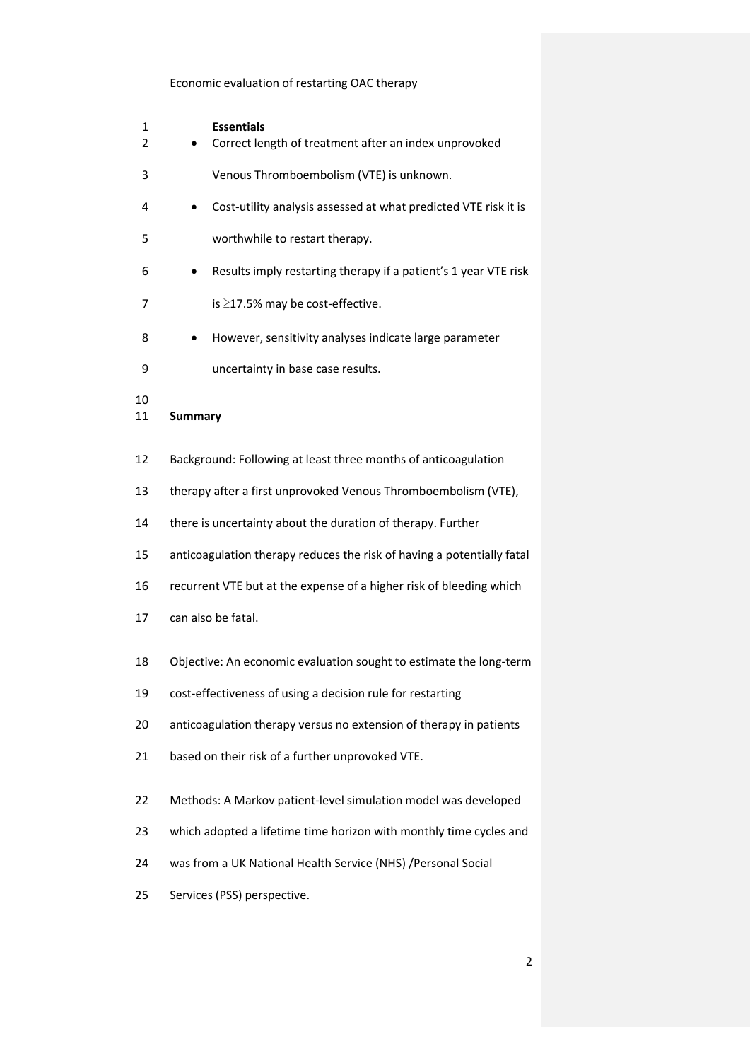**Essentials**

- Correct length of treatment after an index unprovoked Venous Thromboembolism (VTE) is unknown.
- Cost-utility analysis assessed at what predicted VTE risk it is worthwhile to restart therapy.
- Results imply restarting therapy if a patient's 1 year VTE risk is ≥17.5% may be cost-effective.
- However, sensitivity analyses indicate large parameter uncertainty in base case results.

## Summary

Background: Following at least three months of anticoagulation therapy after a first unprovoked Venous Thromboembolism (VTE), there is uncertainty about the duration of therapy. Further anticoagulation therapy reduces the risk of having a potentially fatal recurrent VTE but at the expense of a higher risk of bleeding which can also be fatal.

Objective: An economic evaluation sought to estimate the long-term cost-effectiveness of using a decision rule for restarting anticoagulation therapy versus no extension of therapy in patients based on their risk of a further unprovoked VTE.

Methods: A Markov patient-level simulation model was developed which adopted a lifetime time horizon with monthly time cycles and was from a UK National Health Service (NHS) /Personal Social Services (PSS) perspective.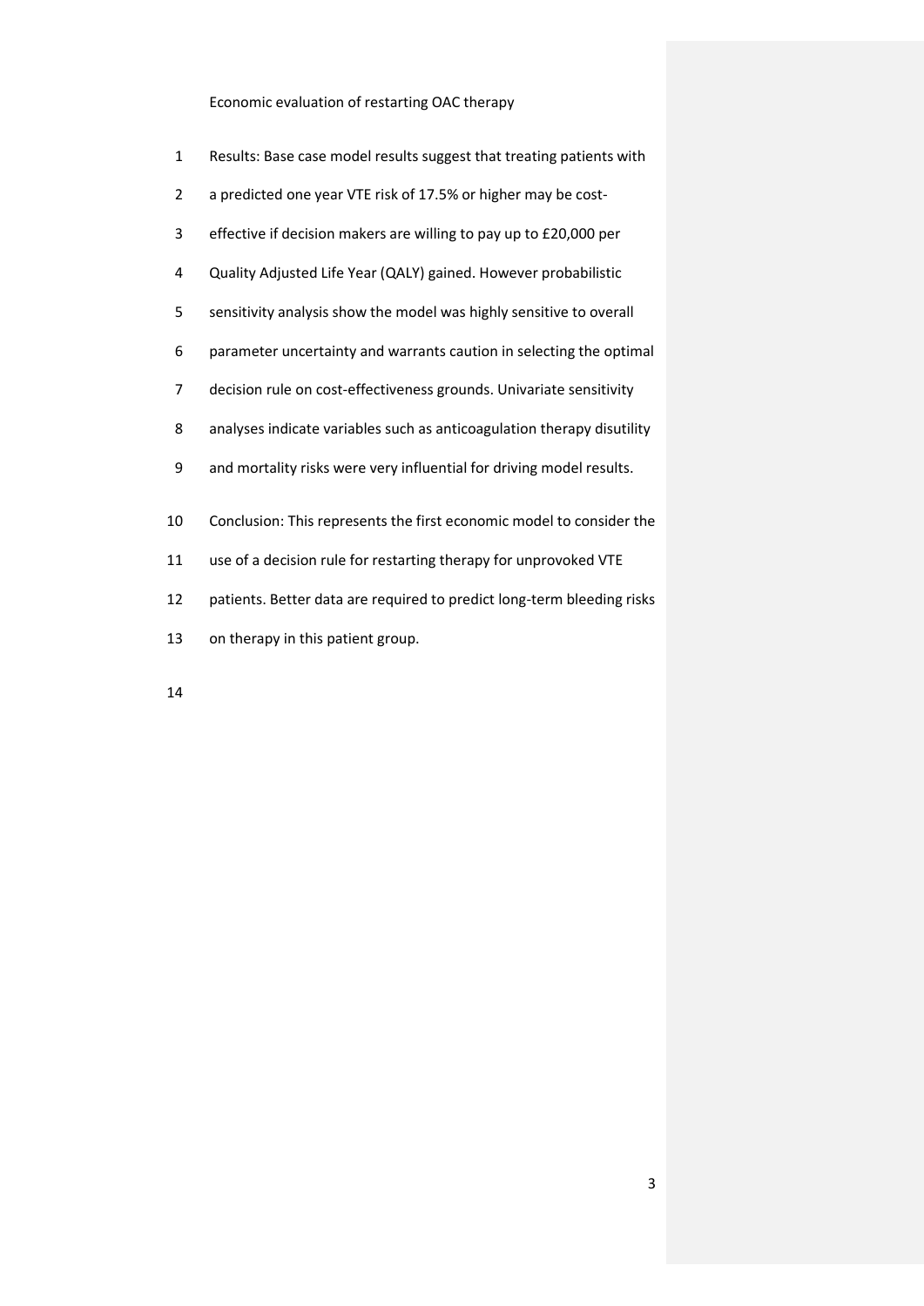Results: Base case model results suggest that treating patients with a predicted one year VTE risk of 17.5% or higher may be cost-effective if decision makers are willing to pay up to £20,000 per Quality Adjusted Life Year (QALY) gained. However probabilistic sensitivity analysis show the model was highly sensitive to overall parameter uncertainty and warrants caution in selecting the optimal decision rule on cost-effectiveness grounds. Univariate sensitivity analyses indicate variables such as anticoagulation therapy disutility and mortality risks were very influential for driving model results.

Conclusion: This represents the first economic model to consider the use of a decision rule for restarting therapy for unprovoked VTE patients. Better data are required to predict long-term bleeding risks on therapy in this patient group.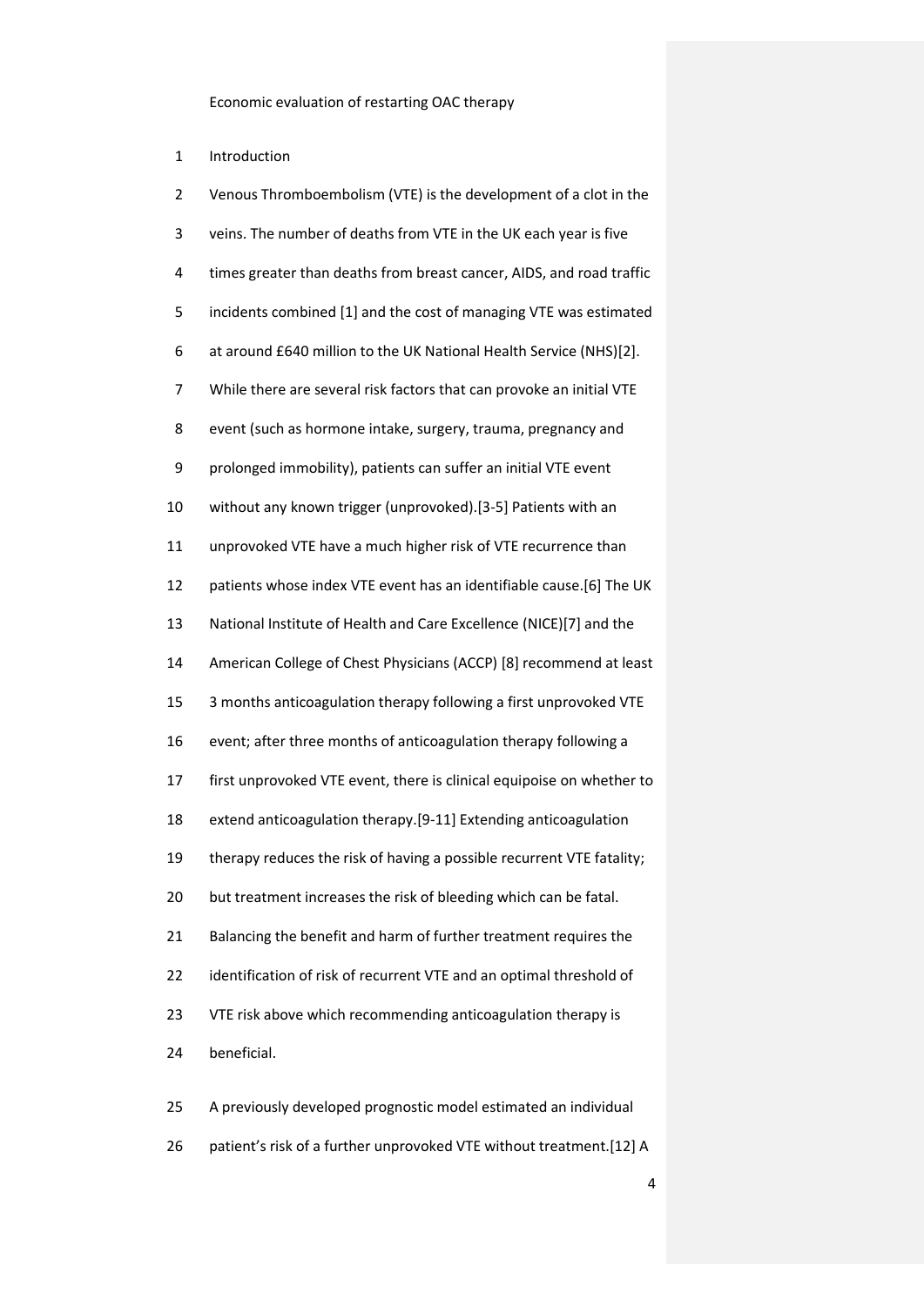Economic evaluation of restarting OAC therapy

## Introduction

Venous Thromboembolism (VTE) is the development of a clot in the veins. The number of deaths from VTE in the UK each year is five times greater than deaths from breast cancer, AIDS, and road traffic incidents combined [1] and the cost of managing VTE was estimated at around £640 million to the UK National Health Service (NHS)[2]. While there are several risk factors that can provoke an initial VTE event (such as hormone intake, surgery, trauma, pregnancy and prolonged immobility), patients can suffer an initial VTE event without any known trigger (unprovoked).[3-5] Patients with an unprovoked VTE have a much higher risk of VTE recurrence than patients whose index VTE event has an identifiable cause.[6] The UK National Institute of Health and Care Excellence (NICE)[7] and the American College of Chest Physicians (ACCP) [8] recommend at least 3 months anticoagulation therapy following a first unprovoked VTE event; after three months of anticoagulation therapy following a first unprovoked VTE event, there is clinical equipoise on whether to extend anticoagulation therapy.[9-11] Extending anticoagulation therapy reduces the risk of having a possible recurrent VTE fatality; but treatment increases the risk of bleeding which can be fatal. Balancing the benefit and harm of further treatment requires the identification of risk of recurrent VTE and an optimal threshold of VTE risk above which recommending anticoagulation therapy is beneficial.

A previously developed prognostic model estimated an individual patient's risk of a further unprovoked VTE without treatment.[12] A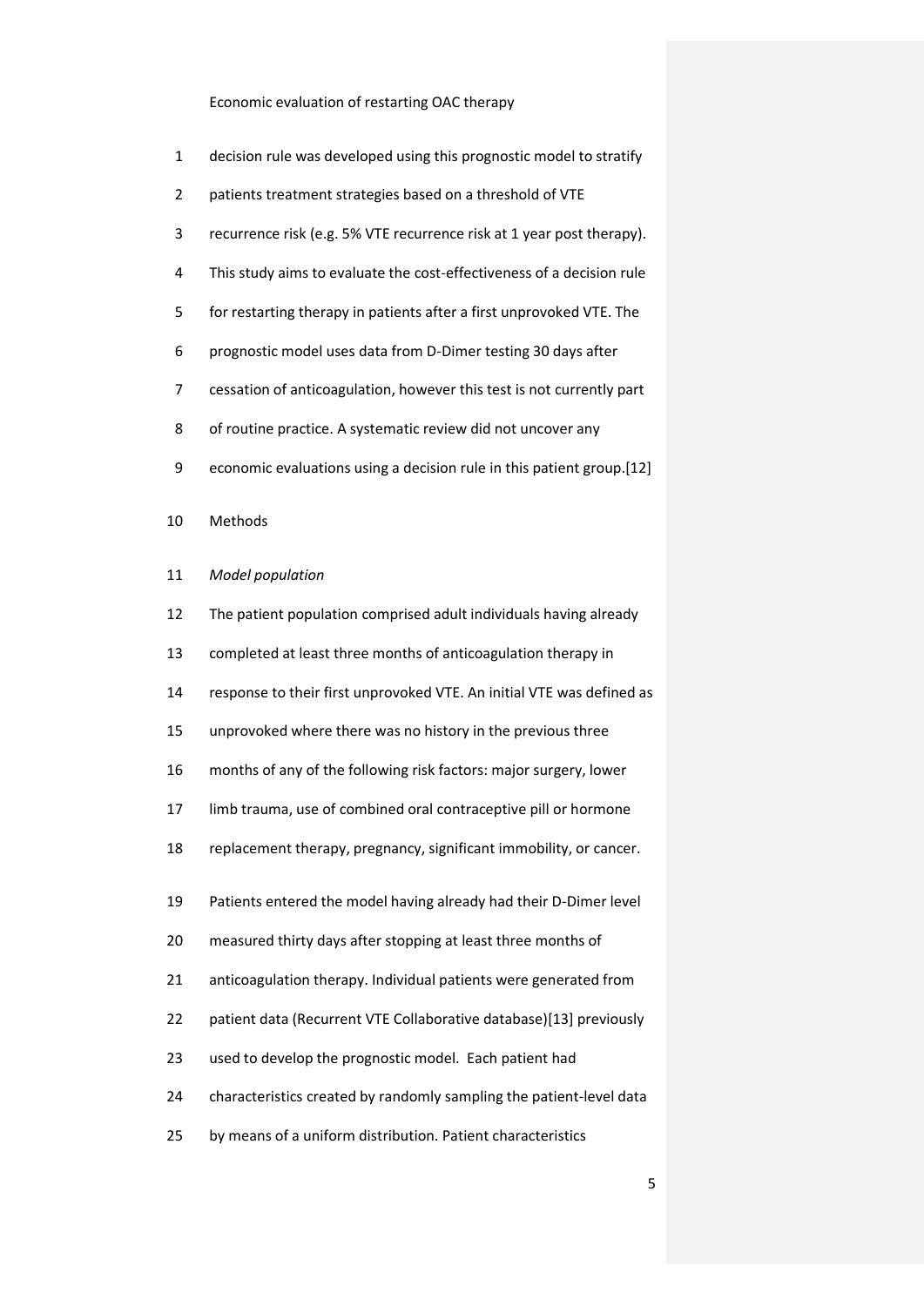decision rule was developed using this prognostic model to stratify patients treatment strategies based on a threshold of VTE recurrence risk (e.g. 5% VTE recurrence risk at 1 year post therapy). This study aims to evaluate the cost-effectiveness of a decision rule for restarting therapy in patients after a first unprovoked VTE. The prognostic model uses data from D-Dimer testing 30 days after cessation of anticoagulation, however this test is not currently part of routine practice. A systematic review did not uncover any economic evaluations using a decision rule in this patient group.[12]

## Methods

### *Model population*

The patient population comprised adult individuals having already completed at least three months of anticoagulation therapy in response to their first unprovoked VTE. An initial VTE was defined as unprovoked where there was no history in the previous three months of any of the following risk factors: major surgery, lower limb trauma, use of combined oral contraceptive pill or hormone replacement therapy, pregnancy, significant immobility, or cancer.

Patients entered the model having already had their D-Dimer level measured thirty days after stopping at least three months of anticoagulation therapy. Individual patients were generated from patient data (Recurrent VTE Collaborative database)[13] previously used to develop the prognostic model. Each patient had characteristics created by randomly sampling the patient-level data by means of a uniform distribution. Patient characteristics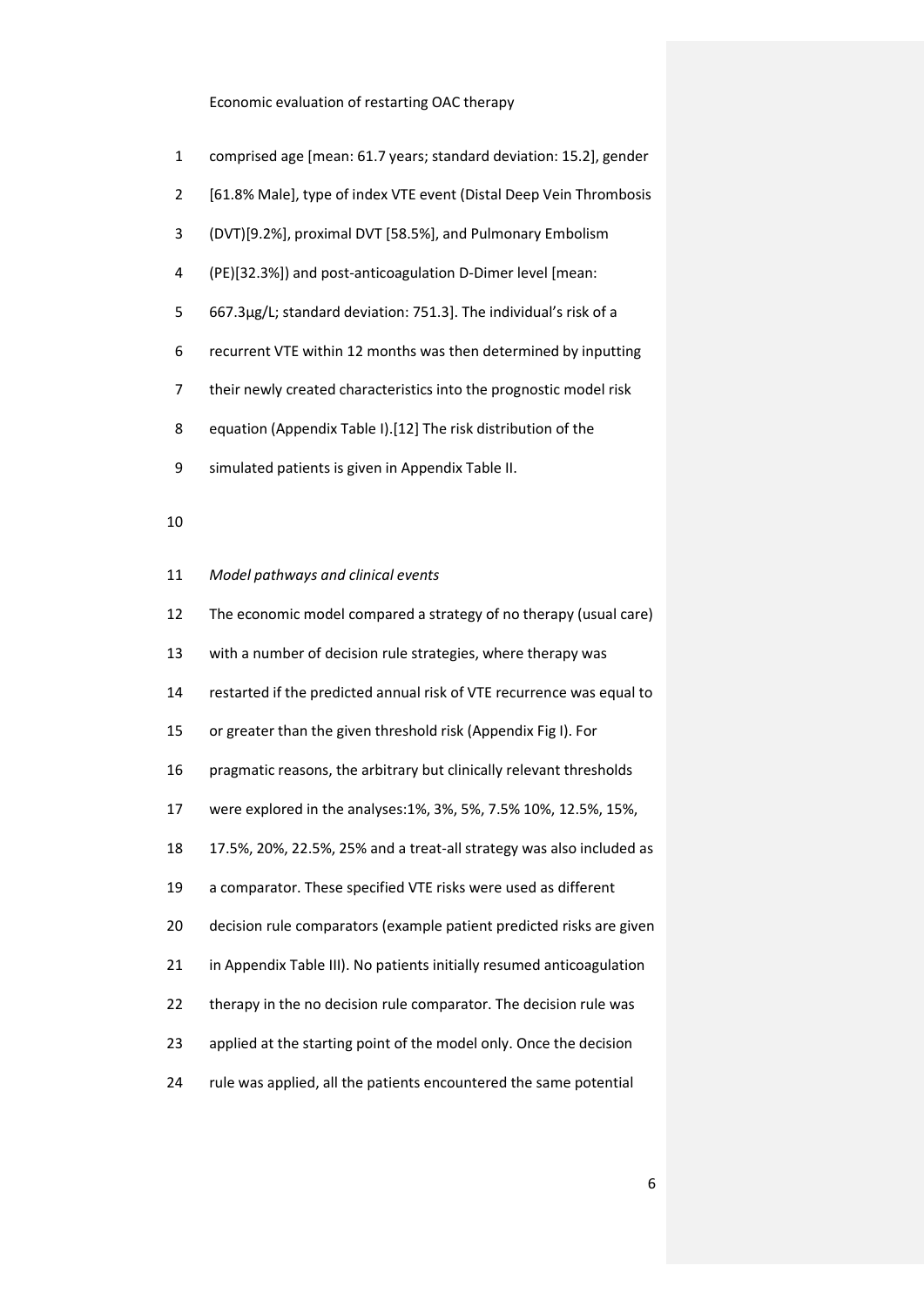comprised age [mean: 61.7 years; standard deviation: 15.2], gender [61.8% Male], type of index VTE event (Distal Deep Vein Thrombosis (DVT)[9.2%], proximal DVT [58.5%], and Pulmonary Embolism (PE)[32.3%]) and post-anticoagulation D-Dimer level [mean: 667.3µg/L; standard deviation: 751.3]. The individual's risk of a recurrent VTE within 12 months was then determined by inputting their newly created characteristics into the prognostic model risk equation (Appendix Table I).[12] The risk distribution of the simulated patients is given in Appendix Table II.

*Model pathways and clinical events*

The economic model compared a strategy of no therapy (usual care) with a number of decision rule strategies, where therapy was restarted if the predicted annual risk of VTE recurrence was equal to or greater than the given threshold risk (Appendix Fig I). For pragmatic reasons, the arbitrary but clinically relevant thresholds were explored in the analyses:1%, 3%, 5%, 7.5% 10%, 12.5%, 15%, 17.5%, 20%, 22.5%, 25% and a treat-all strategy was also included as a comparator. These specified VTE risks were used as different decision rule comparators (example patient predicted risks are given in Appendix Table III). No patients initially resumed anticoagulation therapy in the no decision rule comparator. The decision rule was applied at the starting point of the model only. Once the decision rule was applied, all the patients encountered the same potential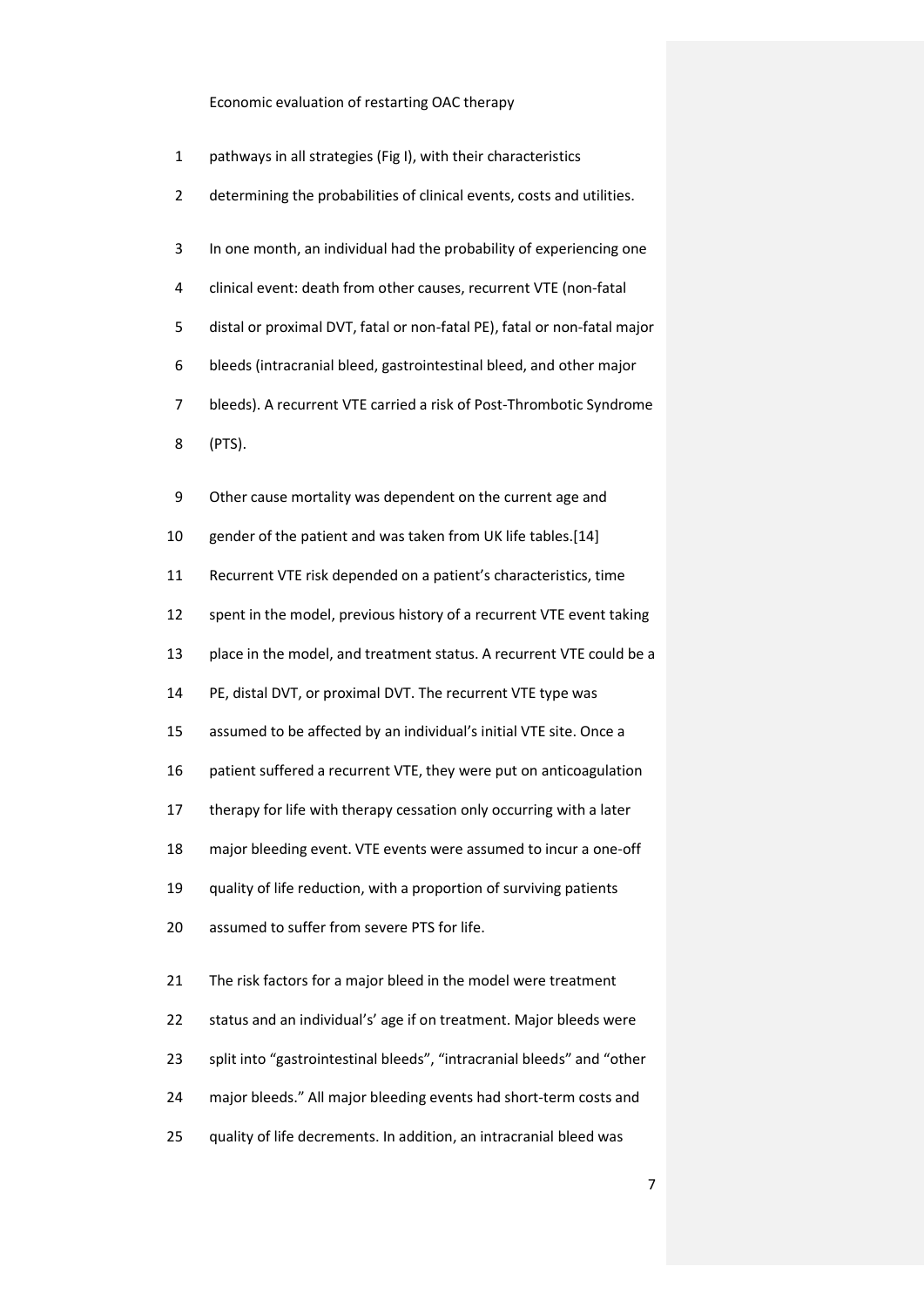pathways in all strategies (Fig I), with their characteristics determining the probabilities of clinical events, costs and utilities.

In one month, an individual had the probability of experiencing one clinical event: death from other causes, recurrent VTE (non-fatal distal or proximal DVT, fatal or non-fatal PE), fatal or non-fatal major bleeds (intracranial bleed, gastrointestinal bleed, and other major bleeds). A recurrent VTE carried a risk of Post-Thrombotic Syndrome (PTS).

Other cause mortality was dependent on the current age and gender of the patient and was taken from UK life tables.[14] Recurrent VTE risk depended on a patient's characteristics, time spent in the model, previous history of a recurrent VTE event taking place in the model, and treatment status. A recurrent VTE could be a PE, distal DVT, or proximal DVT. The recurrent VTE type was assumed to be affected by an individual's initial VTE site. Once a patient suffered a recurrent VTE, they were put on anticoagulation therapy for life with therapy cessation only occurring with a later major bleeding event. VTE events were assumed to incur a one-off quality of life reduction, with a proportion of surviving patients assumed to suffer from severe PTS for life.

The risk factors for a major bleed in the model were treatment status and an individual's' age if on treatment. Major bleeds were split into "gastrointestinal bleeds", "intracranial bleeds" and "other major bleeds." All major bleeding events had short-term costs and quality of life decrements. In addition, an intracranial bleed was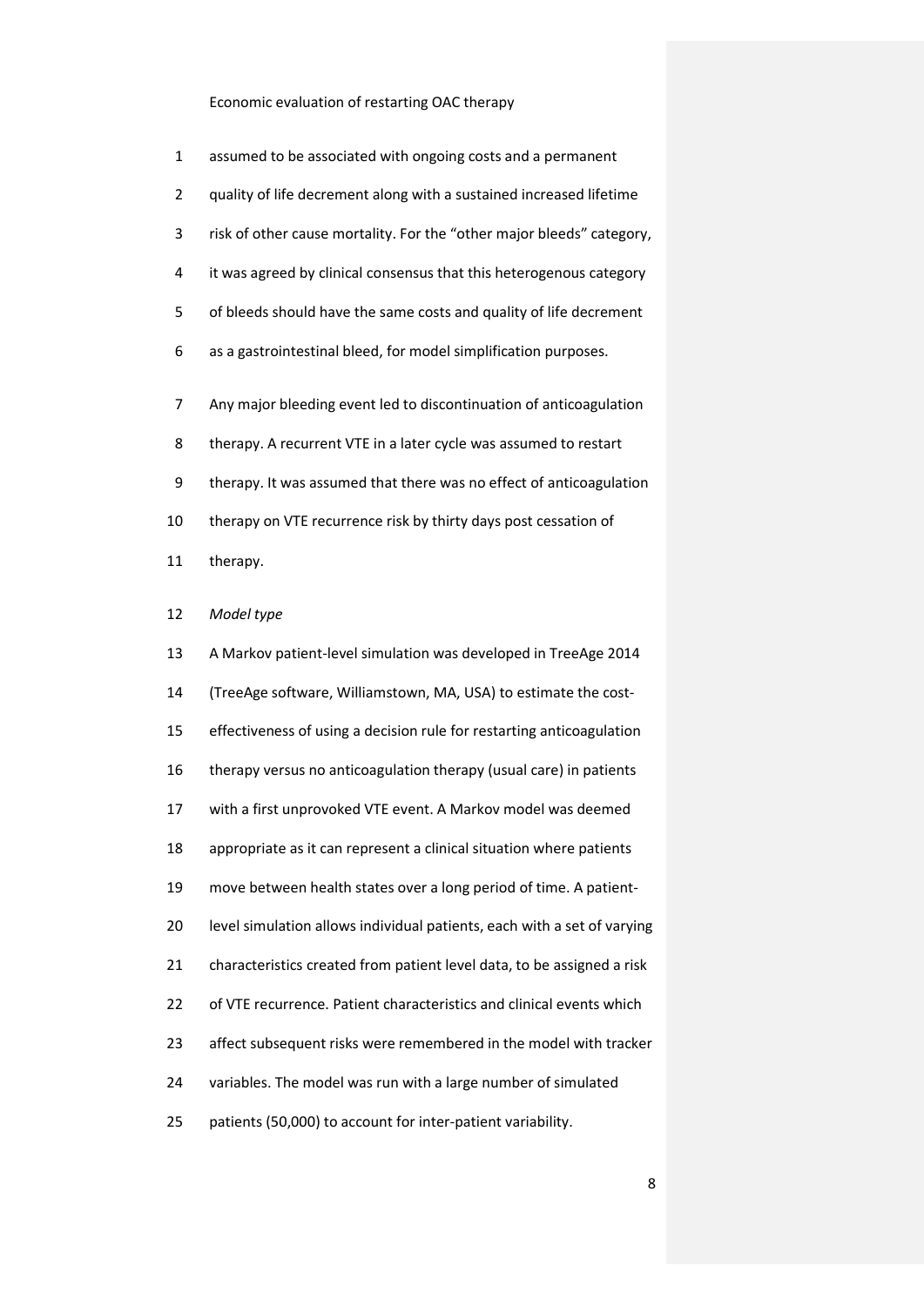assumed to be associated with ongoing costs and a permanent quality of life decrement along with a sustained increased lifetime risk of other cause mortality. For the "other major bleeds" category, it was agreed by clinical consensus that this heterogenous category of bleeds should have the same costs and quality of life decrement as a gastrointestinal bleed, for model simplification purposes.

Any major bleeding event led to discontinuation of anticoagulation therapy. A recurrent VTE in a later cycle was assumed to restart therapy. It was assumed that there was no effect of anticoagulation therapy on VTE recurrence risk by thirty days post cessation of therapy.

*Model type*

A Markov patient-level simulation was developed in TreeAge 2014 (TreeAge software, Williamstown, MA, USA) to estimate the cost-effectiveness of using a decision rule for restarting anticoagulation therapy versus no anticoagulation therapy (usual care) in patients with a first unprovoked VTE event. A Markov model was deemed appropriate as it can represent a clinical situation where patients move between health states over a long period of time. A patient-level simulation allows individual patients, each with a set of varying characteristics created from patient level data, to be assigned a risk of VTE recurrence. Patient characteristics and clinical events which affect subsequent risks were remembered in the model with tracker variables. The model was run with a large number of simulated patients (50,000) to account for inter-patient variability.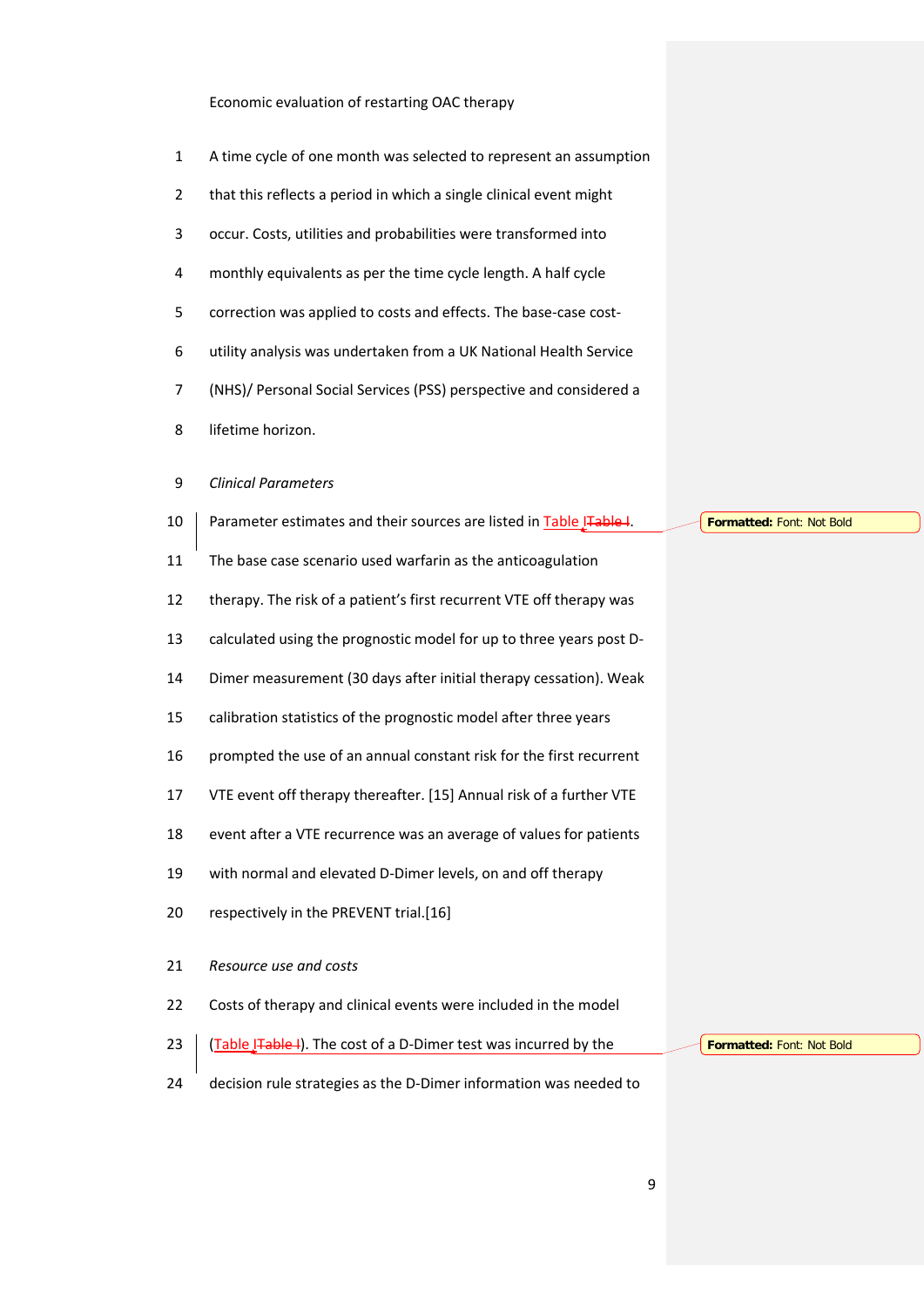Economic evaluation of restarting OAC therapy

A time cycle of one month was selected to represent an assumption that this reflects a period in which a single clinical event might occur. Costs, utilities and probabilities were transformed into monthly equivalents as per the time cycle length. A half cycle correction was applied to costs and effects. The base-case cost-utility analysis was undertaken from a UK National Health Service (NHS)/ Personal Social Services (PSS) perspective and considered a lifetime horizon.

*Clinical Parameters*

Parameter estimates and their sources are listed in Table I. The base case scenario used warfarin as the anticoagulation therapy. The risk of a patient's first recurrent VTE off therapy was calculated using the prognostic model for up to three years post D-Dimer measurement (30 days after initial therapy cessation). Weak calibration statistics of the prognostic model after three years prompted the use of an annual constant risk for the first recurrent VTE event off therapy thereafter. [15] Annual risk of a further VTE event after a VTE recurrence was an average of values for patients with normal and elevated D-Dimer levels, on and off therapy respectively in the PREVENT trial.[16]

*Resource use and costs*

Costs of therapy and clinical events were included in the model (Table I). The cost of a D-Dimer test was incurred by the decision rule strategies as the D-Dimer information was needed to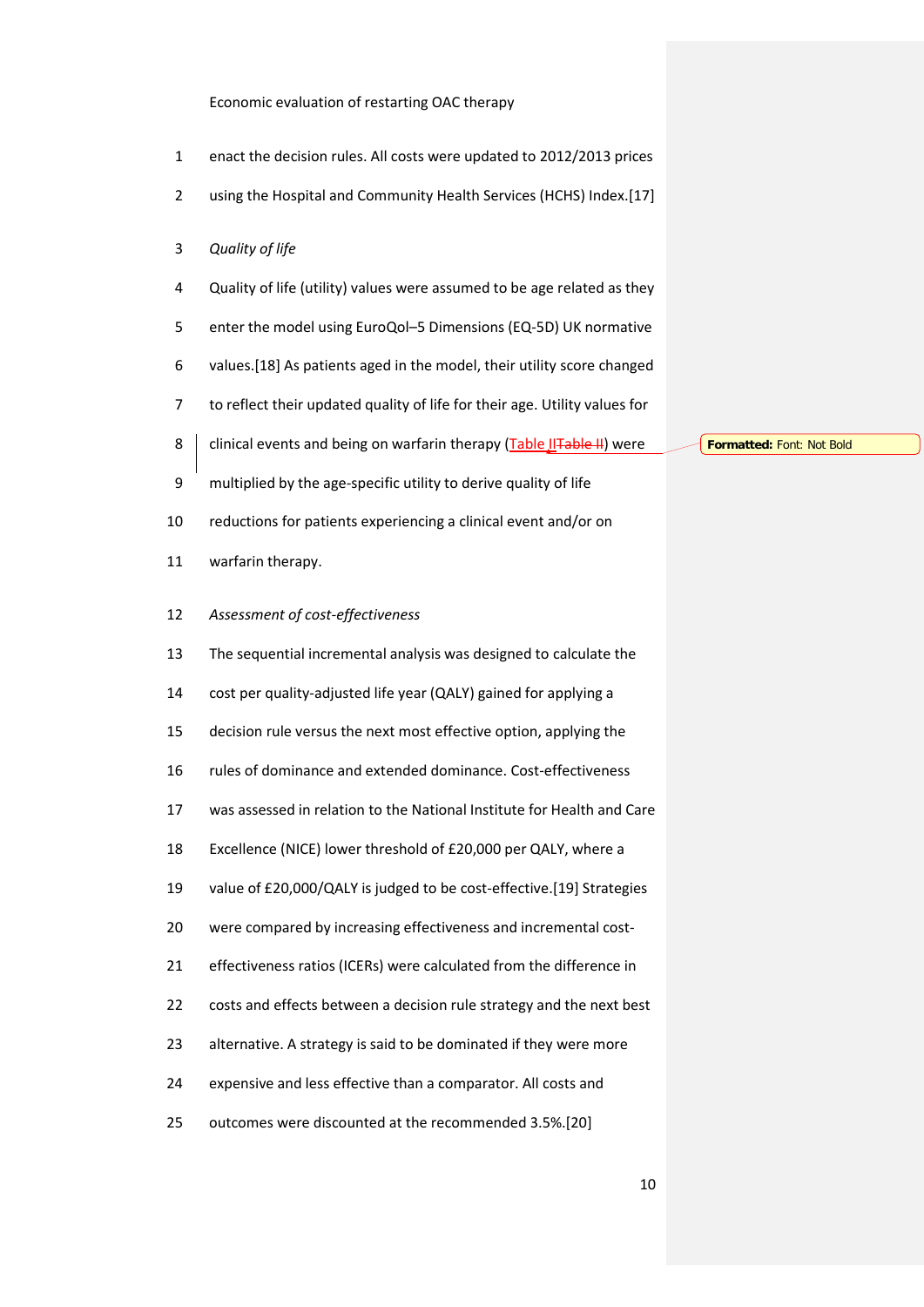enact the decision rules. All costs were updated to 2012/2013 prices using the Hospital and Community Health Services (HCHS) Index.[17]

*Quality of life*

Quality of life (utility) values were assumed to be age related as they enter the model using EuroQol–5 Dimensions (EQ-5D) UK normative values.[18] As patients aged in the model, their utility score changed to reflect their updated quality of life for their age. Utility values for clinical events and being on warfarin therapy (Table II) were multiplied by the age-specific utility to derive quality of life reductions for patients experiencing a clinical event and/or on warfarin therapy.

*Assessment of cost-effectiveness*

The sequential incremental analysis was designed to calculate the cost per quality-adjusted life year (QALY) gained for applying a decision rule versus the next most effective option, applying the rules of dominance and extended dominance. Cost-effectiveness was assessed in relation to the National Institute for Health and Care Excellence (NICE) lower threshold of £20,000 per QALY, where a value of £20,000/QALY is judged to be cost-effective.[19] Strategies were compared by increasing effectiveness and incremental cost-effectiveness ratios (ICERs) were calculated from the difference in costs and effects between a decision rule strategy and the next best alternative. A strategy is said to be dominated if they were more expensive and less effective than a comparator. All costs and outcomes were discounted at the recommended 3.5%.[20]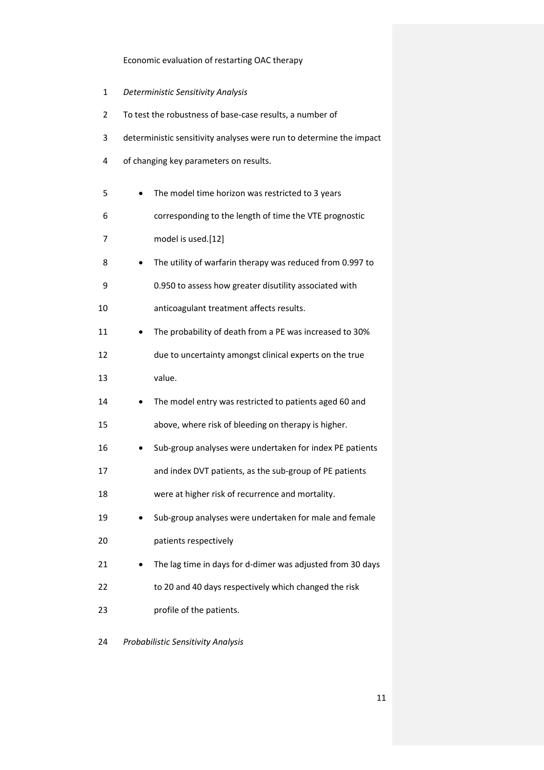*Deterministic Sensitivity Analysis*

To test the robustness of base-case results, a number of deterministic sensitivity analyses were run to determine the impact of changing key parameters on results.

- The model time horizon was restricted to 3 years corresponding to the length of time the VTE prognostic model is used.[12]
- The utility of warfarin therapy was reduced from 0.997 to 0.950 to assess how greater disutility associated with anticoagulant treatment affects results.
- The probability of death from a PE was increased to 30% due to uncertainty amongst clinical experts on the true value.
- The model entry was restricted to patients aged 60 and above, where risk of bleeding on therapy is higher.
- Sub-group analyses were undertaken for index PE patients and index DVT patients, as the sub-group of PE patients were at higher risk of recurrence and mortality.
- Sub-group analyses were undertaken for male and female patients respectively
- The lag time in days for d-dimer was adjusted from 30 days to 20 and 40 days respectively which changed the risk profile of the patients.

*Probabilistic Sensitivity Analysis*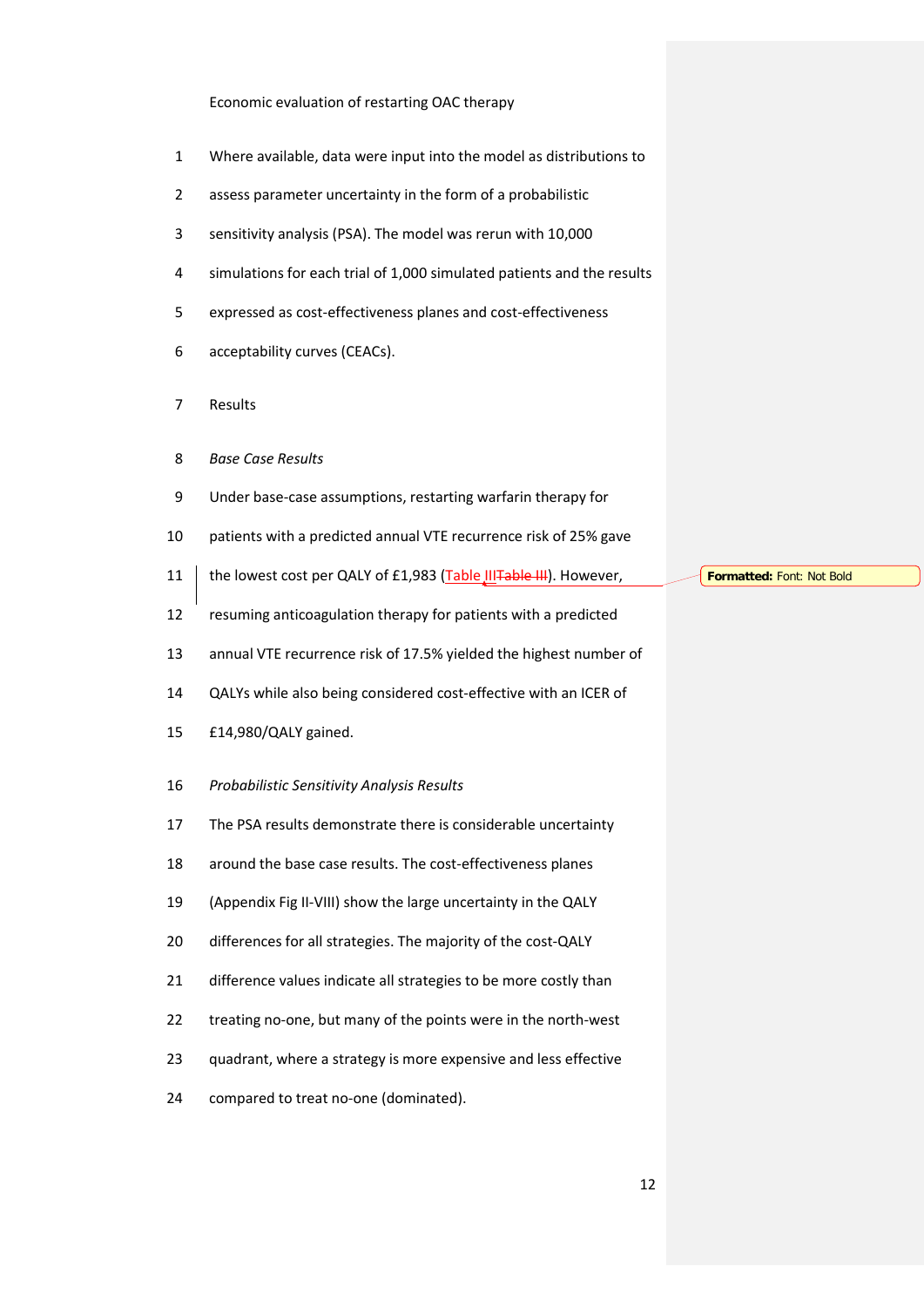Where available, data were input into the model as distributions to assess parameter uncertainty in the form of a probabilistic sensitivity analysis (PSA). The model was rerun with 10,000 simulations for each trial of 1,000 simulated patients and the results expressed as cost-effectiveness planes and cost-effectiveness acceptability curves (CEACs).

## Results

### *Base Case Results*

Under base-case assumptions, restarting warfarin therapy for patients with a predicted annual VTE recurrence risk of 25% gave the lowest cost per QALY of £1,983 (Table III). However, resuming anticoagulation therapy for patients with a predicted annual VTE recurrence risk of 17.5% yielded the highest number of QALYs while also being considered cost-effective with an ICER of £14,980/QALY gained.

### *Probabilistic Sensitivity Analysis Results*

The PSA results demonstrate there is considerable uncertainty around the base case results. The cost-effectiveness planes (Appendix Fig II-VIII) show the large uncertainty in the QALY differences for all strategies. The majority of the cost-QALY difference values indicate all strategies to be more costly than treating no-one, but many of the points were in the north-west quadrant, where a strategy is more expensive and less effective compared to treat no-one (dominated).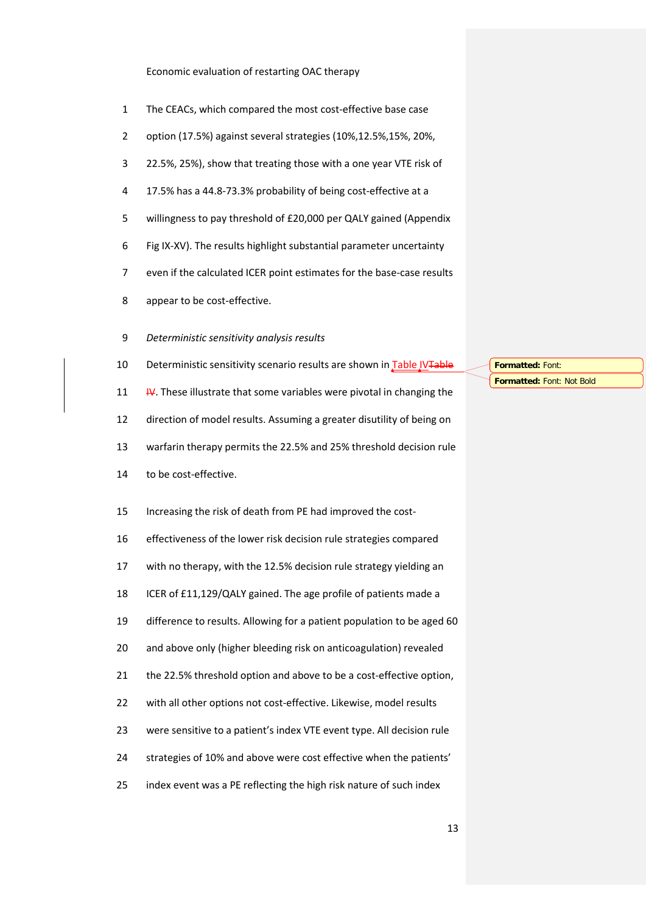The CEACs, which compared the most cost-effective base case option (17.5%) against several strategies (10%,12.5%,15%, 20%, 22.5%, 25%), show that treating those with a one year VTE risk of 17.5% has a 44.8-73.3% probability of being cost-effective at a willingness to pay threshold of £20,000 per QALY gained (Appendix Fig IX-XV). The results highlight substantial parameter uncertainty even if the calculated ICER point estimates for the base-case results appear to be cost-effective.

*Deterministic sensitivity analysis results*

Deterministic sensitivity scenario results are shown in Table IV. These illustrate that some variables were pivotal in changing the direction of model results. Assuming a greater disutility of being on warfarin therapy permits the 22.5% and 25% threshold decision rule to be cost-effective.

Increasing the risk of death from PE had improved the cost-effectiveness of the lower risk decision rule strategies compared with no therapy, with the 12.5% decision rule strategy yielding an ICER of £11,129/QALY gained. The age profile of patients made a difference to results. Allowing for a patient population to be aged 60 and above only (higher bleeding risk on anticoagulation) revealed the 22.5% threshold option and above to be a cost-effective option, with all other options not cost-effective. Likewise, model results were sensitive to a patient's index VTE event type. All decision rule strategies of 10% and above were cost effective when the patients' index event was a PE reflecting the high risk nature of such index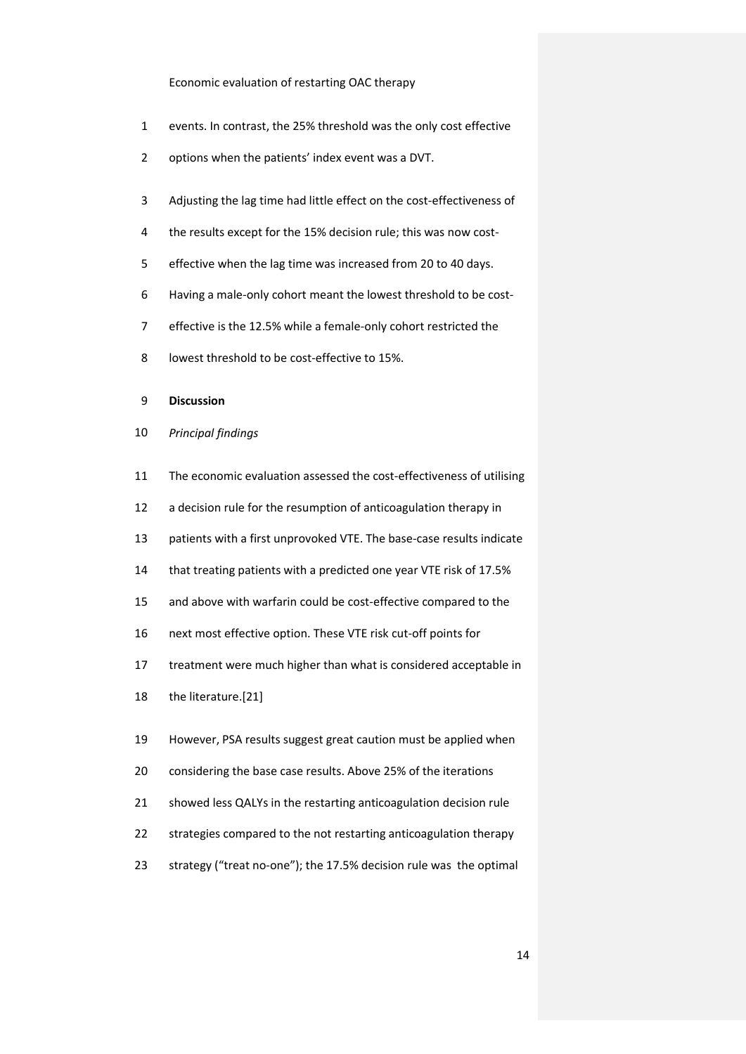events. In contrast, the 25% threshold was the only cost effective options when the patients' index event was a DVT.

Adjusting the lag time had little effect on the cost-effectiveness of the results except for the 15% decision rule; this was now cost-effective when the lag time was increased from 20 to 40 days. Having a male-only cohort meant the lowest threshold to be cost-effective is the 12.5% while a female-only cohort restricted the lowest threshold to be cost-effective to 15%.

## Discussion

### *Principal findings*

The economic evaluation assessed the cost-effectiveness of utilising a decision rule for the resumption of anticoagulation therapy in patients with a first unprovoked VTE. The base-case results indicate that treating patients with a predicted one year VTE risk of 17.5% and above with warfarin could be cost-effective compared to the next most effective option. These VTE risk cut-off points for treatment were much higher than what is considered acceptable in the literature.[21]

However, PSA results suggest great caution must be applied when considering the base case results. Above 25% of the iterations showed less QALYs in the restarting anticoagulation decision rule strategies compared to the not restarting anticoagulation therapy strategy ("treat no-one"); the 17.5% decision rule was the optimal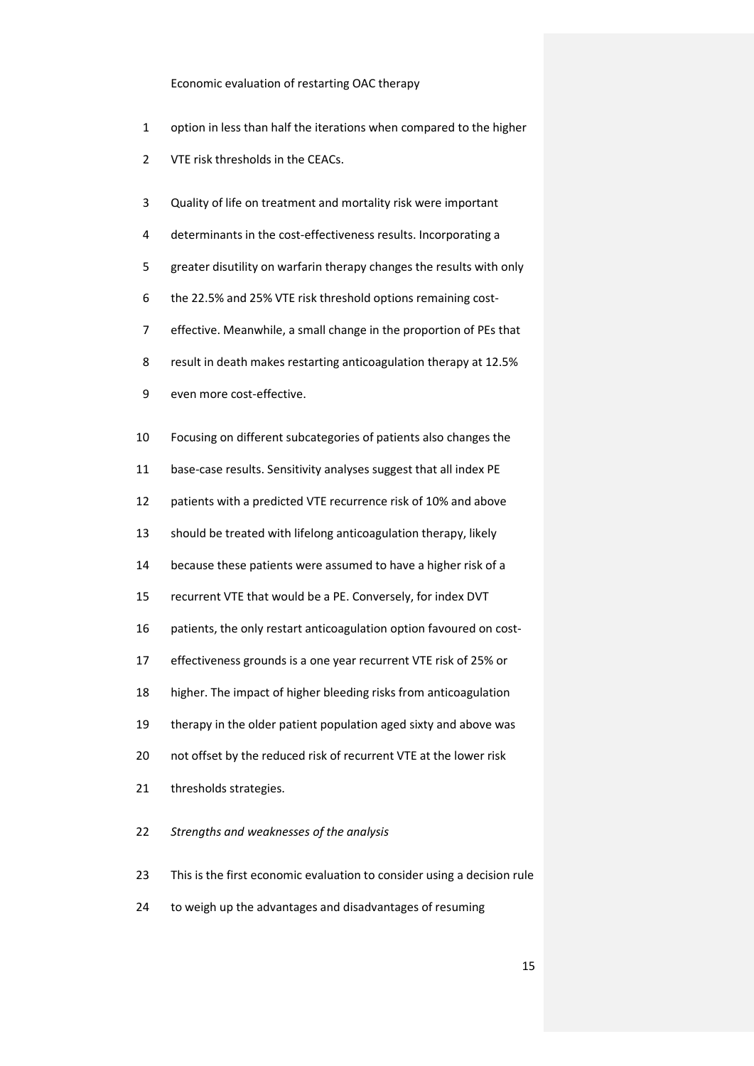option in less than half the iterations when compared to the higher VTE risk thresholds in the CEACs.

Quality of life on treatment and mortality risk were important determinants in the cost-effectiveness results. Incorporating a greater disutility on warfarin therapy changes the results with only the 22.5% and 25% VTE risk threshold options remaining cost-effective. Meanwhile, a small change in the proportion of PEs that result in death makes restarting anticoagulation therapy at 12.5% even more cost-effective.

Focusing on different subcategories of patients also changes the base-case results. Sensitivity analyses suggest that all index PE patients with a predicted VTE recurrence risk of 10% and above should be treated with lifelong anticoagulation therapy, likely because these patients were assumed to have a higher risk of a recurrent VTE that would be a PE. Conversely, for index DVT patients, the only restart anticoagulation option favoured on cost-effectiveness grounds is a one year recurrent VTE risk of 25% or higher. The impact of higher bleeding risks from anticoagulation therapy in the older patient population aged sixty and above was not offset by the reduced risk of recurrent VTE at the lower risk thresholds strategies.

*Strengths and weaknesses of the analysis*

This is the first economic evaluation to consider using a decision rule to weigh up the advantages and disadvantages of resuming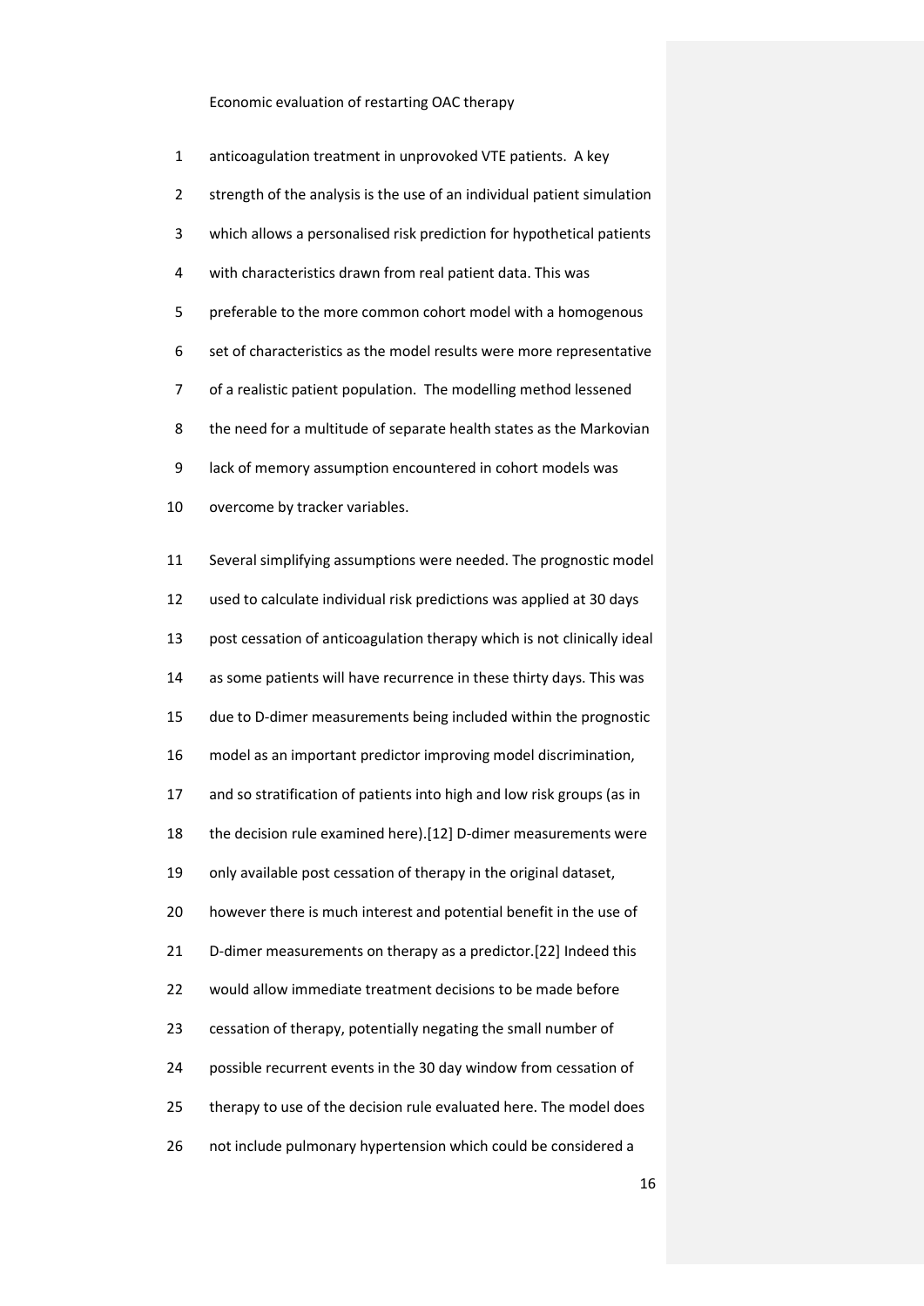anticoagulation treatment in unprovoked VTE patients. A key strength of the analysis is the use of an individual patient simulation which allows a personalised risk prediction for hypothetical patients with characteristics drawn from real patient data. This was preferable to the more common cohort model with a homogenous set of characteristics as the model results were more representative of a realistic patient population. The modelling method lessened the need for a multitude of separate health states as the Markovian lack of memory assumption encountered in cohort models was overcome by tracker variables.

Several simplifying assumptions were needed. The prognostic model used to calculate individual risk predictions was applied at 30 days post cessation of anticoagulation therapy which is not clinically ideal as some patients will have recurrence in these thirty days. This was due to D-dimer measurements being included within the prognostic model as an important predictor improving model discrimination, and so stratification of patients into high and low risk groups (as in the decision rule examined here).[12] D-dimer measurements were only available post cessation of therapy in the original dataset, however there is much interest and potential benefit in the use of D-dimer measurements on therapy as a predictor.[22] Indeed this would allow immediate treatment decisions to be made before cessation of therapy, potentially negating the small number of possible recurrent events in the 30 day window from cessation of therapy to use of the decision rule evaluated here. The model does not include pulmonary hypertension which could be considered a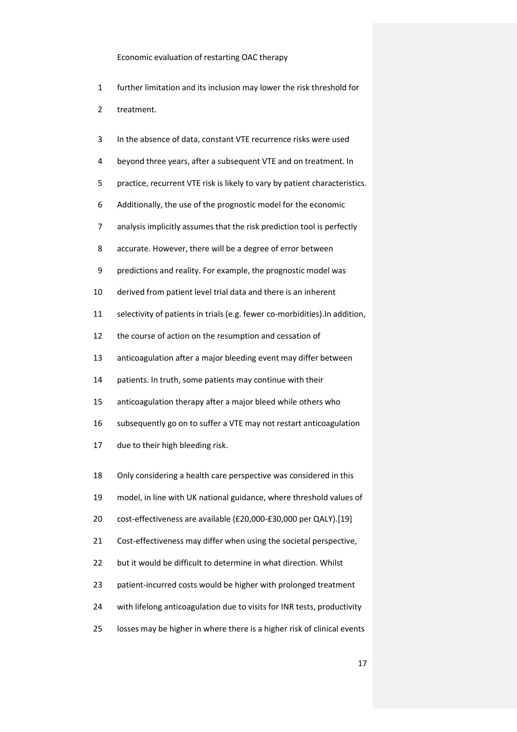further limitation and its inclusion may lower the risk threshold for treatment.

In the absence of data, constant VTE recurrence risks were used beyond three years, after a subsequent VTE and on treatment. In practice, recurrent VTE risk is likely to vary by patient characteristics. Additionally, the use of the prognostic model for the economic analysis implicitly assumes that the risk prediction tool is perfectly accurate. However, there will be a degree of error between predictions and reality. For example, the prognostic model was derived from patient level trial data and there is an inherent selectivity of patients in trials (e.g. fewer co-morbidities).In addition, the course of action on the resumption and cessation of anticoagulation after a major bleeding event may differ between patients. In truth, some patients may continue with their anticoagulation therapy after a major bleed while others who subsequently go on to suffer a VTE may not restart anticoagulation due to their high bleeding risk.

Only considering a health care perspective was considered in this model, in line with UK national guidance, where threshold values of cost-effectiveness are available (£20,000-£30,000 per QALY).[19] Cost-effectiveness may differ when using the societal perspective, but it would be difficult to determine in what direction. Whilst patient-incurred costs would be higher with prolonged treatment with lifelong anticoagulation due to visits for INR tests, productivity losses may be higher in where there is a higher risk of clinical events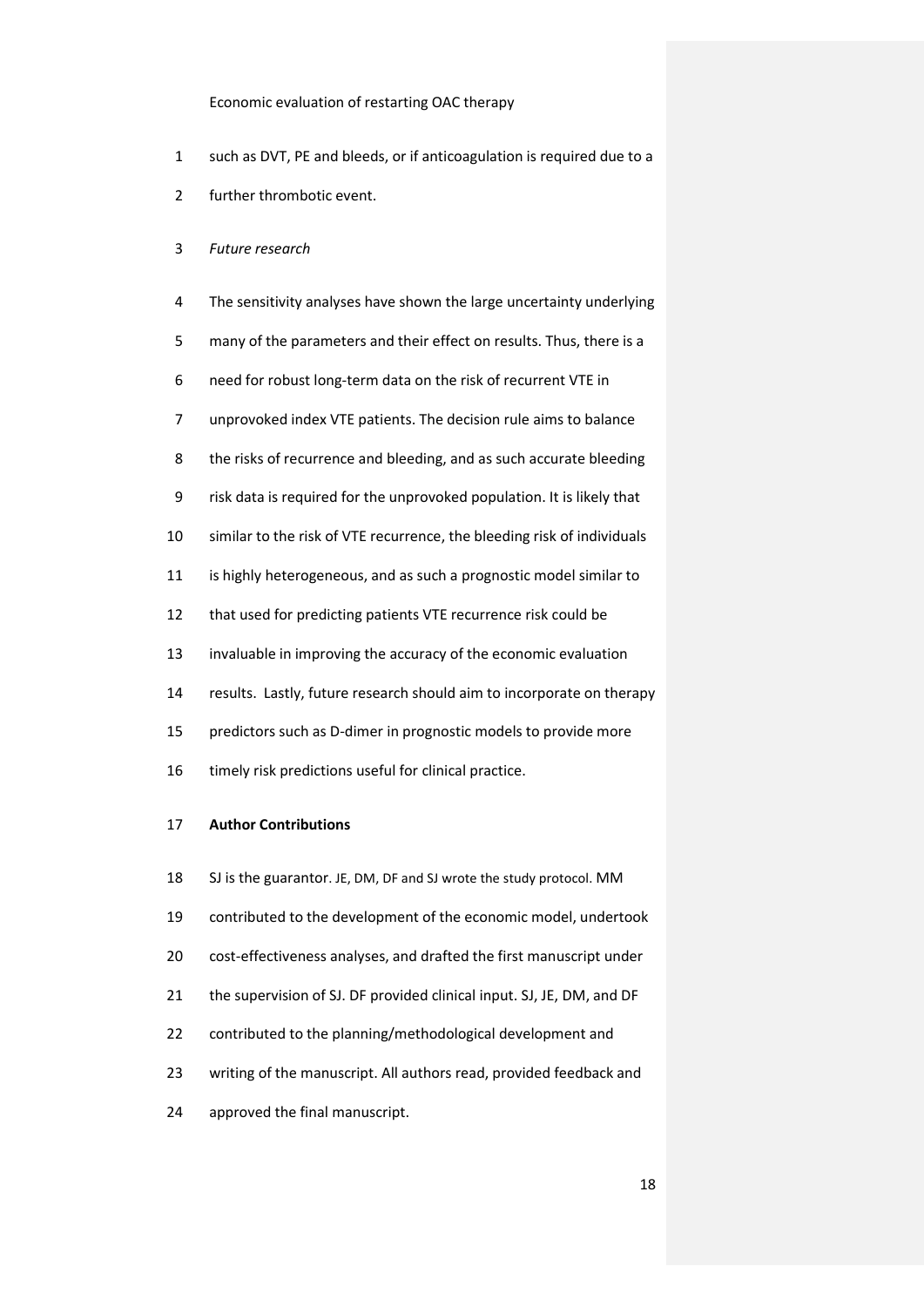such as DVT, PE and bleeds, or if anticoagulation is required due to a further thrombotic event.

*Future research*

The sensitivity analyses have shown the large uncertainty underlying many of the parameters and their effect on results. Thus, there is a need for robust long-term data on the risk of recurrent VTE in unprovoked index VTE patients. The decision rule aims to balance the risks of recurrence and bleeding, and as such accurate bleeding risk data is required for the unprovoked population. It is likely that similar to the risk of VTE recurrence, the bleeding risk of individuals is highly heterogeneous, and as such a prognostic model similar to that used for predicting patients VTE recurrence risk could be invaluable in improving the accuracy of the economic evaluation results. Lastly, future research should aim to incorporate on therapy predictors such as D-dimer in prognostic models to provide more timely risk predictions useful for clinical practice.

**Author Contributions**

SJ is the guarantor. JE, DM, DF and SJ wrote the study protocol. MM contributed to the development of the economic model, undertook cost-effectiveness analyses, and drafted the first manuscript under the supervision of SJ. DF provided clinical input. SJ, JE, DM, and DF contributed to the planning/methodological development and writing of the manuscript. All authors read, provided feedback and approved the final manuscript.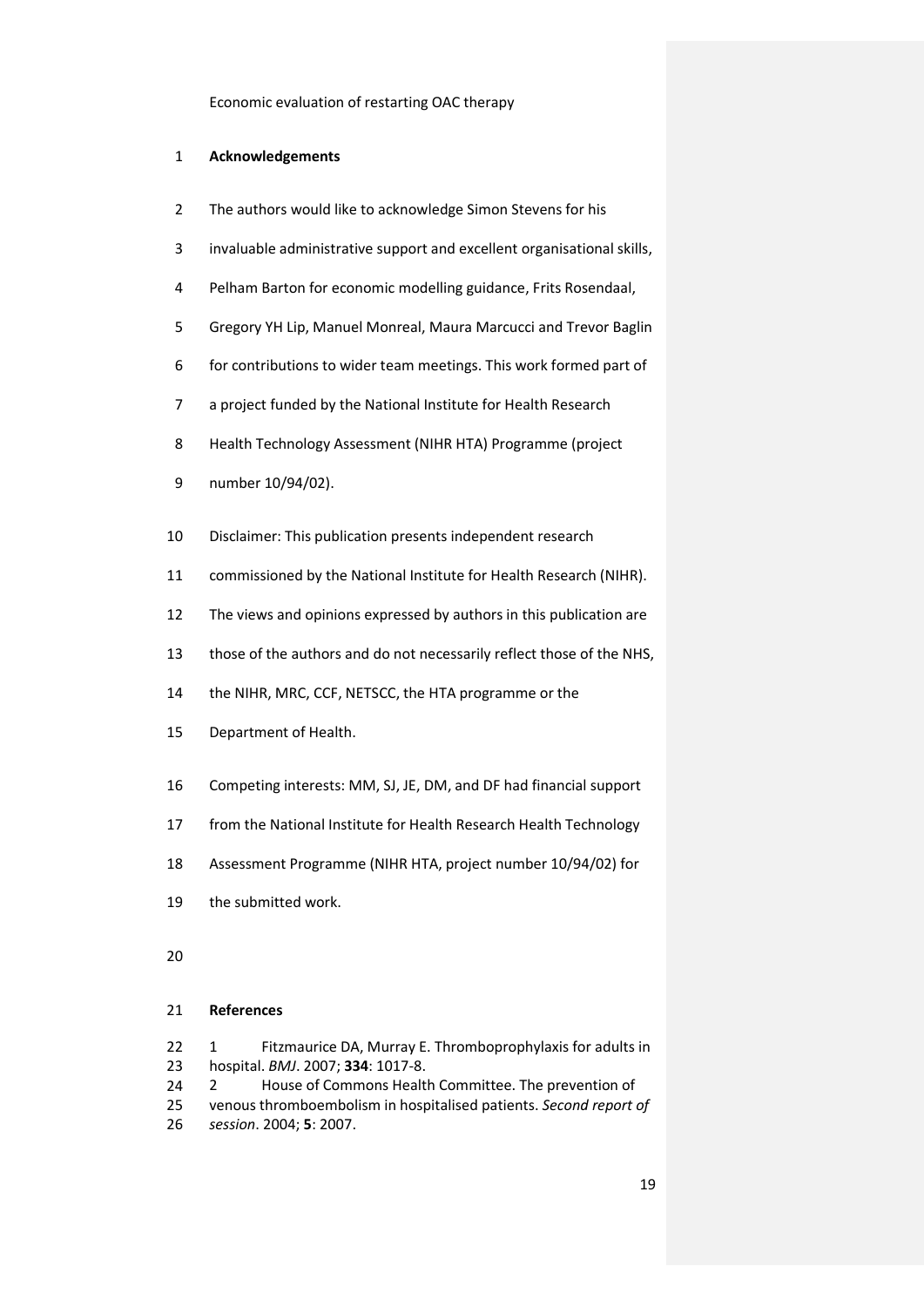## Acknowledgements

The authors would like to acknowledge Simon Stevens for his invaluable administrative support and excellent organisational skills, Pelham Barton for economic modelling guidance, Frits Rosendaal, Gregory YH Lip, Manuel Monreal, Maura Marcucci and Trevor Baglin for contributions to wider team meetings. This work formed part of a project funded by the National Institute for Health Research Health Technology Assessment (NIHR HTA) Programme (project number 10/94/02).

Disclaimer: This publication presents independent research commissioned by the National Institute for Health Research (NIHR). The views and opinions expressed by authors in this publication are those of the authors and do not necessarily reflect those of the NHS, the NIHR, MRC, CCF, NETSCC, the HTA programme or the Department of Health.

Competing interests: MM, SJ, JE, DM, and DF had financial support from the National Institute for Health Research Health Technology Assessment Programme (NIHR HTA, project number 10/94/02) for the submitted work.

## References

1 Fitzmaurice DA, Murray E. Thromboprophylaxis for adults in hospital. *BMJ*. 2007; **334**: 1017-8.

2 House of Commons Health Committee. The prevention of venous thromboembolism in hospitalised patients. *Second report of session*. 2004; **5**: 2007.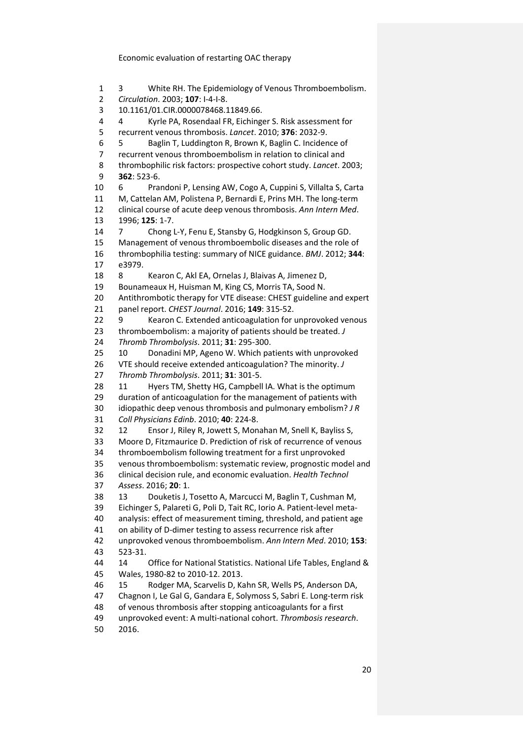3 White RH. The Epidemiology of Venous Thromboembolism. *Circulation*. 2003; **107**: I-4-I-8. 10.1161/01.CIR.0000078468.11849.66.

4 Kyrle PA, Rosendaal FR, Eichinger S. Risk assessment for recurrent venous thrombosis. *Lancet*. 2010; **376**: 2032-9.

5 Baglin T, Luddington R, Brown K, Baglin C. Incidence of recurrent venous thromboembolism in relation to clinical and thrombophilic risk factors: prospective cohort study. *Lancet*. 2003; **362**: 523-6.

6 Prandoni P, Lensing AW, Cogo A, Cuppini S, Villalta S, Carta M, Cattelan AM, Polistena P, Bernardi E, Prins MH. The long-term clinical course of acute deep venous thrombosis. *Ann Intern Med*. 1996; **125**: 1-7.

7 Chong L-Y, Fenu E, Stansby G, Hodgkinson S, Group GD. Management of venous thromboembolic diseases and the role of thrombophilia testing: summary of NICE guidance. *BMJ*. 2012; **344**: e3979.

8 Kearon C, Akl EA, Ornelas J, Blaivas A, Jimenez D, Bounameaux H, Huisman M, King CS, Morris TA, Sood N. Antithrombotic therapy for VTE disease: CHEST guideline and expert panel report. *CHEST Journal*. 2016; **149**: 315-52.

9 Kearon C. Extended anticoagulation for unprovoked venous thromboembolism: a majority of patients should be treated. *J Thromb Thrombolysis*. 2011; **31**: 295-300.

10 Donadini MP, Ageno W. Which patients with unprovoked VTE should receive extended anticoagulation? The minority. *J Thromb Thrombolysis*. 2011; **31**: 301-5.

11 Hyers TM, Shetty HG, Campbell IA. What is the optimum duration of anticoagulation for the management of patients with idiopathic deep venous thrombosis and pulmonary embolism? *J R Coll Physicians Edinb*. 2010; **40**: 224-8.

12 Ensor J, Riley R, Jowett S, Monahan M, Snell K, Bayliss S, Moore D, Fitzmaurice D. Prediction of risk of recurrence of venous thromboembolism following treatment for a first unprovoked venous thromboembolism: systematic review, prognostic model and clinical decision rule, and economic evaluation. *Health Technol Assess*. 2016; **20**: 1.

13 Douketis J, Tosetto A, Marcucci M, Baglin T, Cushman M, Eichinger S, Palareti G, Poli D, Tait RC, Iorio A. Patient-level meta-analysis: effect of measurement timing, threshold, and patient age on ability of D-dimer testing to assess recurrence risk after unprovoked venous thromboembolism. *Ann Intern Med*. 2010; **153**: 523-31.

14 Office for National Statistics. National Life Tables, England & Wales, 1980-82 to 2010-12. 2013.

15 Rodger MA, Scarvelis D, Kahn SR, Wells PS, Anderson DA, Chagnon I, Le Gal G, Gandara E, Solymoss S, Sabri E. Long-term risk of venous thrombosis after stopping anticoagulants for a first unprovoked event: A multi-national cohort. *Thrombosis research*. 2016.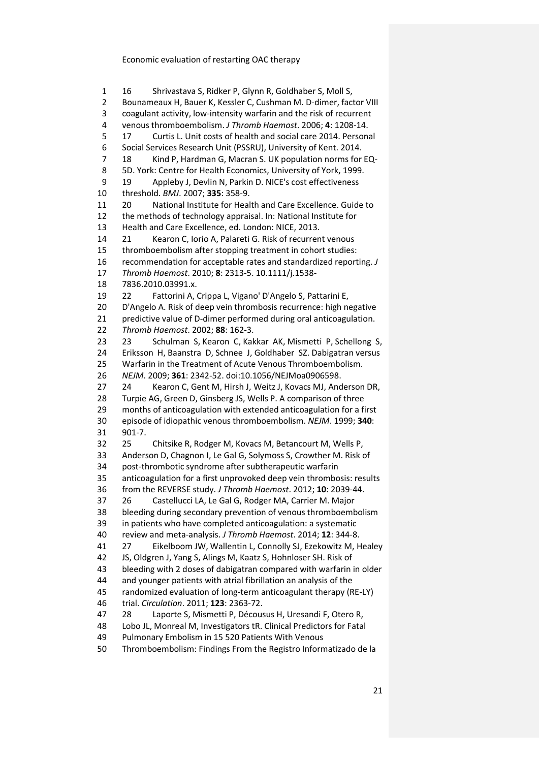16 Shrivastava S, Ridker P, Glynn R, Goldhaber S, Moll S, Bounameaux H, Bauer K, Kessler C, Cushman M. D-dimer, factor VIII coagulant activity, low-intensity warfarin and the risk of recurrent venous thromboembolism. *J Thromb Haemost*. 2006; **4**: 1208-14.

17 Curtis L. Unit costs of health and social care 2014. Personal Social Services Research Unit (PSSRU), University of Kent. 2014.

18 Kind P, Hardman G, Macran S. UK population norms for EQ-5D. York: Centre for Health Economics, University of York, 1999.

19 Appleby J, Devlin N, Parkin D. NICE's cost effectiveness threshold. *BMJ*. 2007; **335**: 358-9.

20 National Institute for Health and Care Excellence. Guide to the methods of technology appraisal. In: National Institute for Health and Care Excellence, ed. London: NICE, 2013.

21 Kearon C, Iorio A, Palareti G. Risk of recurrent venous thromboembolism after stopping treatment in cohort studies: recommendation for acceptable rates and standardized reporting. *J Thromb Haemost*. 2010; **8**: 2313-5. 10.1111/j.1538-7836.2010.03991.x.

22 Fattorini A, Crippa L, Vigano' D'Angelo S, Pattarini E, D'Angelo A. Risk of deep vein thrombosis recurrence: high negative predictive value of D-dimer performed during oral anticoagulation. *Thromb Haemost*. 2002; **88**: 162-3.

23 Schulman S, Kearon C, Kakkar AK, Mismetti P, Schellong S, Eriksson H, Baanstra D, Schnee J, Goldhaber SZ. Dabigatran versus Warfarin in the Treatment of Acute Venous Thromboembolism. *NEJM*. 2009; **361**: 2342-52. doi:10.1056/NEJMoa0906598.

24 Kearon C, Gent M, Hirsh J, Weitz J, Kovacs MJ, Anderson DR, Turpie AG, Green D, Ginsberg JS, Wells P. A comparison of three months of anticoagulation with extended anticoagulation for a first episode of idiopathic venous thromboembolism. *NEJM*. 1999; **340**: 901-7.

25 Chitsike R, Rodger M, Kovacs M, Betancourt M, Wells P, Anderson D, Chagnon I, Le Gal G, Solymoss S, Crowther M. Risk of post-thrombotic syndrome after subtherapeutic warfarin anticoagulation for a first unprovoked deep vein thrombosis: results from the REVERSE study. *J Thromb Haemost*. 2012; **10**: 2039-44.

26 Castellucci LA, Le Gal G, Rodger MA, Carrier M. Major bleeding during secondary prevention of venous thromboembolism in patients who have completed anticoagulation: a systematic review and meta-analysis. *J Thromb Haemost*. 2014; **12**: 344-8.

27 Eikelboom JW, Wallentin L, Connolly SJ, Ezekowitz M, Healey JS, Oldgren J, Yang S, Alings M, Kaatz S, Hohnloser SH. Risk of bleeding with 2 doses of dabigatran compared with warfarin in older and younger patients with atrial fibrillation an analysis of the randomized evaluation of long-term anticoagulant therapy (RE-LY) trial. *Circulation*. 2011; **123**: 2363-72.

28 Laporte S, Mismetti P, Décousus H, Uresandi F, Otero R, Lobo JL, Monreal M, Investigators tR. Clinical Predictors for Fatal Pulmonary Embolism in 15 520 Patients With Venous Thromboembolism: Findings From the Registro Informatizado de la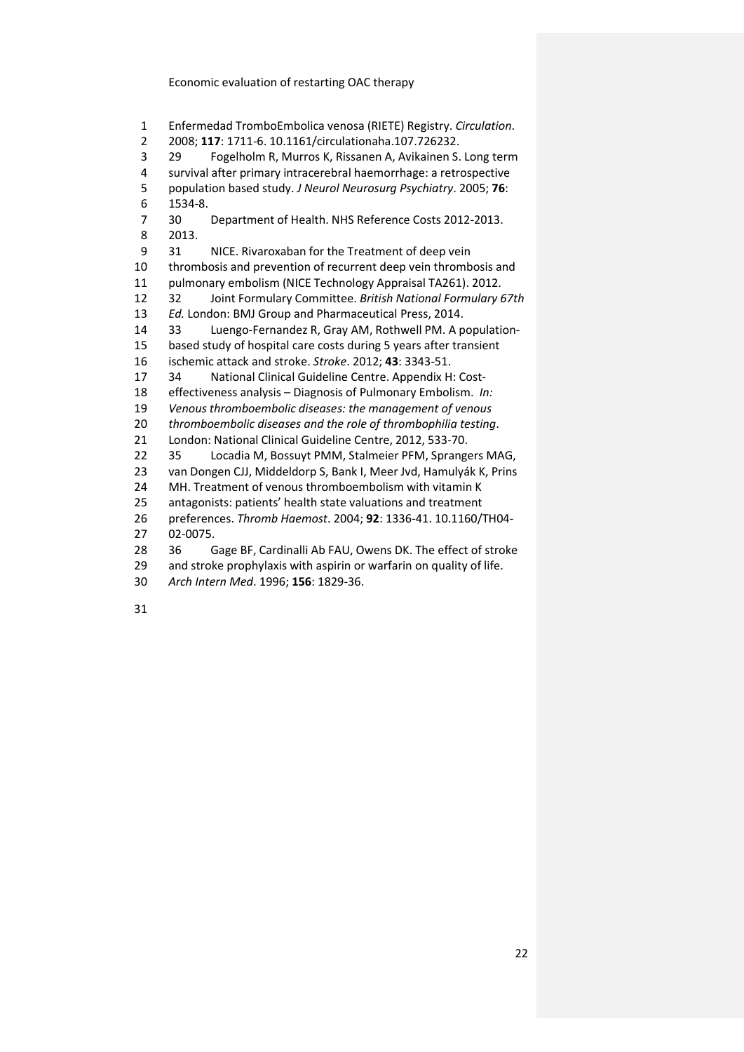Enfermedad TromboEmbolica venosa (RIETE) Registry. *Circulation*. 2008; **117**: 1711-6. 10.1161/circulationaha.107.726232.

29 Fogelholm R, Murros K, Rissanen A, Avikainen S. Long term survival after primary intracerebral haemorrhage: a retrospective population based study. *J Neurol Neurosurg Psychiatry*. 2005; **76**: 1534-8.

30 Department of Health. NHS Reference Costs 2012-2013. 2013.

31 NICE. Rivaroxaban for the Treatment of deep vein thrombosis and prevention of recurrent deep vein thrombosis and pulmonary embolism (NICE Technology Appraisal TA261). 2012.

32 Joint Formulary Committee. *British National Formulary 67th Ed.* London: BMJ Group and Pharmaceutical Press, 2014.

33 Luengo-Fernandez R, Gray AM, Rothwell PM. A population-based study of hospital care costs during 5 years after transient ischemic attack and stroke. *Stroke*. 2012; **43**: 3343-51.

34 National Clinical Guideline Centre. Appendix H: Cost-effectiveness analysis – Diagnosis of Pulmonary Embolism. *In: Venous thromboembolic diseases: the management of venous thromboembolic diseases and the role of thrombophilia testing*. London: National Clinical Guideline Centre, 2012, 533-70.

35 Locadia M, Bossuyt PMM, Stalmeier PFM, Sprangers MAG, van Dongen CJJ, Middeldorp S, Bank I, Meer Jvd, Hamulyák K, Prins MH. Treatment of venous thromboembolism with vitamin K antagonists: patients' health state valuations and treatment preferences. *Thromb Haemost*. 2004; **92**: 1336-41. 10.1160/TH04-02-0075.

36 Gage BF, Cardinalli Ab FAU, Owens DK. The effect of stroke and stroke prophylaxis with aspirin or warfarin on quality of life. *Arch Intern Med*. 1996; **156**: 1829-36.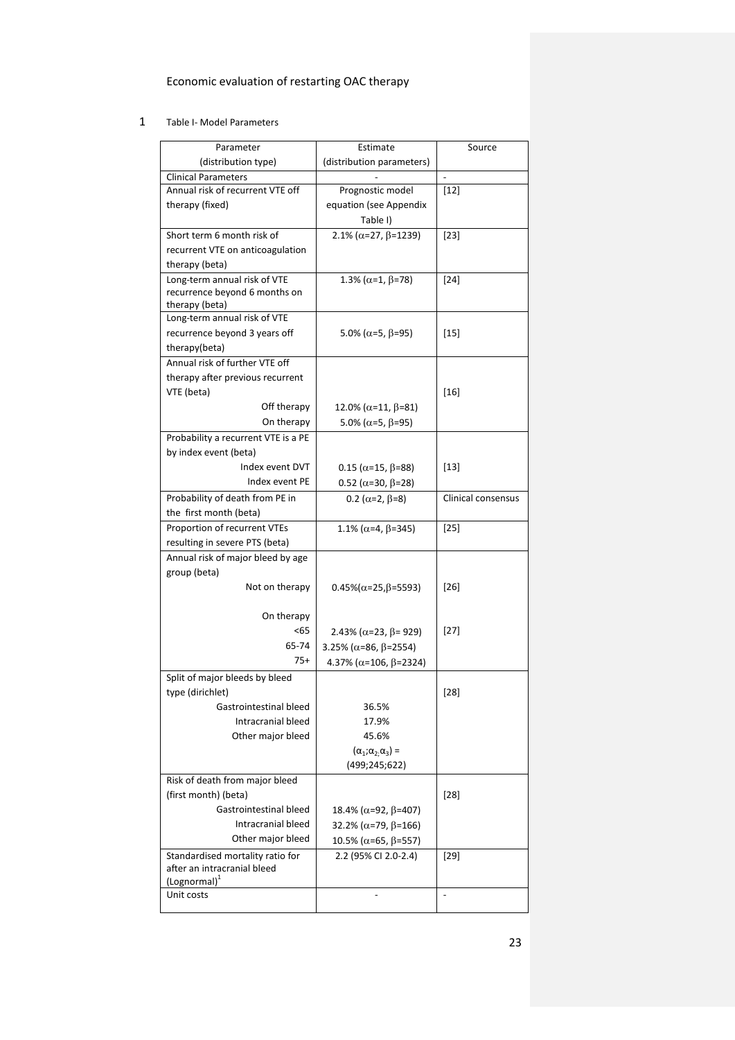Economic evaluation of restarting OAC therapy

Table I- Model Parameters

| Parameter (distribution type) | Estimate (distribution parameters) | Source |
|---|---|---|
| Clinical Parameters | - | - |
| Annual risk of recurrent VTE off therapy (fixed) | Prognostic model equation (see Appendix Table I) | [12] |
| Short term 6 month risk of recurrent VTE on anticoagulation therapy (beta) | 2.1% ($\alpha$=27, $\beta$=1239) | [23] |
| Long-term annual risk of VTE recurrence beyond 6 months on therapy (beta) | 1.3% ($\alpha$=1, $\beta$=78) | [24] |
| Long-term annual risk of VTE recurrence beyond 3 years off therapy(beta) | 5.0% ($\alpha$=5, $\beta$=95) | [15] |
| Annual risk of further VTE off therapy after previous recurrent VTE (beta) | | [16] |
| Off therapy | 12.0% ($\alpha$=11, $\beta$=81) | |
| On therapy | 5.0% ($\alpha$=5, $\beta$=95) | |
| Probability a recurrent VTE is a PE by index event (beta) | | [13] |
| Index event DVT | 0.15 ($\alpha$=15, $\beta$=88) | |
| Index event PE | 0.52 ($\alpha$=30, $\beta$=28) | |
| Probability of death from PE in the first month (beta) | 0.2 ($\alpha$=2, $\beta$=8) | Clinical consensus |
| Proportion of recurrent VTEs resulting in severe PTS (beta) | 1.1% ($\alpha$=4, $\beta$=345) | [25] |
| Annual risk of major bleed by age group (beta) | | |
| Not on therapy | 0.45%($\alpha$=25,$\beta$=5593) | [26] |
| On therapy | | |
| <65 | 2.43% ($\alpha$=23, $\beta$= 929) | [27] |
| 65-74 | 3.25% ($\alpha$=86, $\beta$=2554) | |
| 75+ | 4.37% ($\alpha$=106, $\beta$=2324) | |
| Split of major bleeds by bleed type (dirichlet) | | [28] |
| Gastrointestinal bleed | 36.5% | |
| Intracranial bleed | 17.9% | |
| Other major bleed | 45.6% | |
| | ($\alpha_1$;$\alpha_2$,$\alpha_3$) = (499;245;622) | |
| Risk of death from major bleed (first month) (beta) | | [28] |
| Gastrointestinal bleed | 18.4% ($\alpha$=92, $\beta$=407) | |
| Intracranial bleed | 32.2% ($\alpha$=79, $\beta$=166) | |
| Other major bleed | 10.5% ($\alpha$=65, $\beta$=557) | |
| Standardised mortality ratio for after an intracranial bleed (Lognormal)[1] | 2.2 (95% CI 2.0-2.4) | [29] |
| Unit costs | - | - |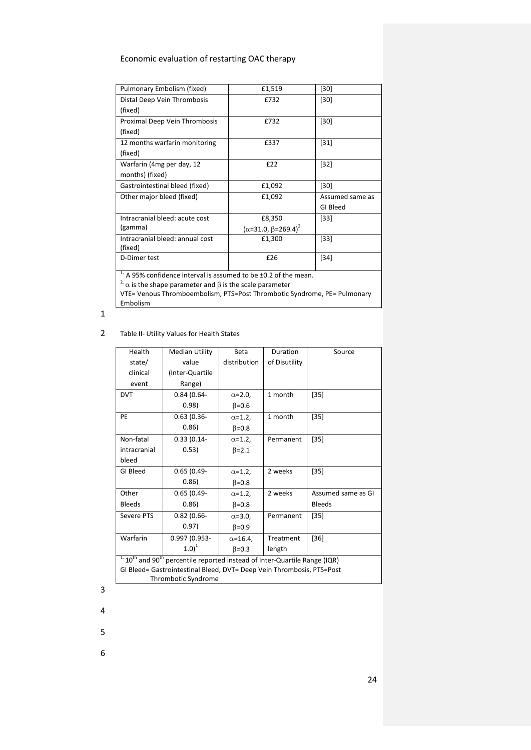| Pulmonary Embolism (fixed) | £1,519 | [30] |
|---|---|---|
| Distal Deep Vein Thrombosis (fixed) | £732 | [30] |
| Proximal Deep Vein Thrombosis (fixed) | £732 | [30] |
| 12 months warfarin monitoring (fixed) | £337 | [31] |
| Warfarin (4mg per day, 12 months) (fixed) | £22 | [32] |
| Gastrointestinal bleed (fixed) | £1,092 | [30] |
| Other major bleed (fixed) | £1,092 | Assumed same as GI Bleed |
| Intracranial bleed: acute cost (gamma) | £8,350 ($\alpha$=31.0, $\beta$=269.4)[2] | [33] |
| Intracranial bleed: annual cost (fixed) | £1,300 | [33] |
| D-Dimer test | £26 | [34] |

[1.] A 95% confidence interval is assumed to be ±0.2 of the mean.
[2.] $\alpha$ is the shape parameter and $\beta$ is the scale parameter
VTE= Venous Thromboembolism, PTS=Post Thrombotic Syndrome, PE= Pulmonary Embolism

Table II- Utility Values for Health States

| Health state/ clinical event | Median Utility value (Inter-Quartile Range) | Beta distribution | Duration of Disutility | Source |
|---|---|---|---|---|
| DVT | 0.84 (0.64-0.98) | $\alpha$=2.0, $\beta$=0.6 | 1 month | [35] |
| PE | 0.63 (0.36-0.86) | $\alpha$=1.2, $\beta$=0.8 | 1 month | [35] |
| Non-fatal intracranial bleed | 0.33 (0.14-0.53) | $\alpha$=1.2, $\beta$=2.1 | Permanent | [35] |
| GI Bleed | 0.65 (0.49-0.86) | $\alpha$=1.2, $\beta$=0.8 | 2 weeks | [35] |
| Other Bleeds | 0.65 (0.49-0.86) | $\alpha$=1.2, $\beta$=0.8 | 2 weeks | Assumed same as GI Bleeds |
| Severe PTS | 0.82 (0.66-0.97) | $\alpha$=3.0, $\beta$=0.9 | Permanent | [35] |
| Warfarin | 0.997 (0.953-1.0)[1] | $\alpha$=16.4, $\beta$=0.3 | Treatment length | [36] |

[1.] $10^{th}$ and $90^{th}$ percentile reported instead of Inter-Quartile Range (IQR)
GI Bleed= Gastrointestinal Bleed, DVT= Deep Vein Thrombosis, PTS=Post Thrombotic Syndrome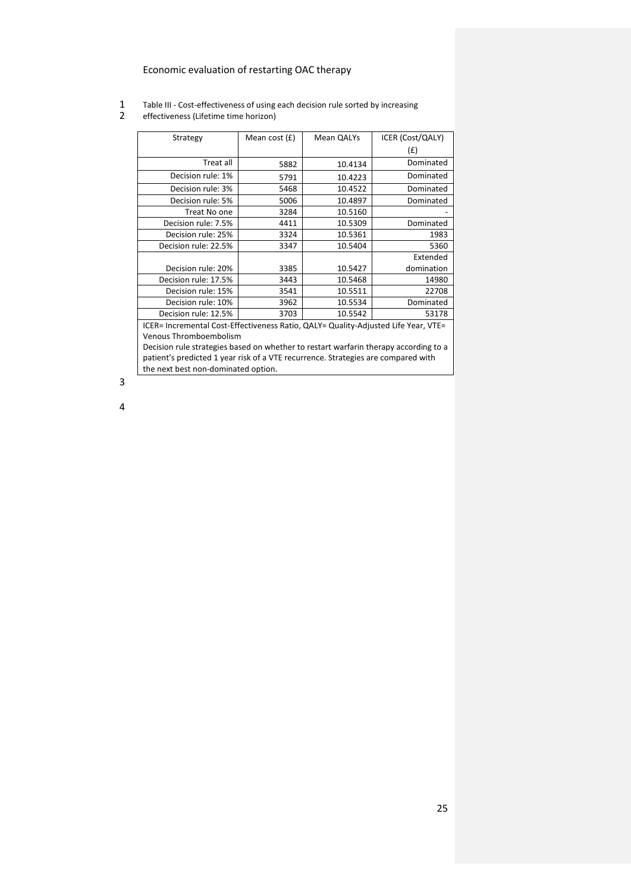Economic evaluation of restarting OAC therapy

Table III - Cost-effectiveness of using each decision rule sorted by increasing effectiveness (Lifetime time horizon)

| Strategy | Mean cost (£) | Mean QALYs | ICER (Cost/QALY) (£) |
|---|---|---|---|
| Treat all | 5882 | 10.4134 | Dominated |
| Decision rule: 1% | 5791 | 10.4223 | Dominated |
| Decision rule: 3% | 5468 | 10.4522 | Dominated |
| Decision rule: 5% | 5006 | 10.4897 | Dominated |
| Treat No one | 3284 | 10.5160 | - |
| Decision rule: 7.5% | 4411 | 10.5309 | Dominated |
| Decision rule: 25% | 3324 | 10.5361 | 1983 |
| Decision rule: 22.5% | 3347 | 10.5404 | 5360 |
| Decision rule: 20% | 3385 | 10.5427 | Extended domination |
| Decision rule: 17.5% | 3443 | 10.5468 | 14980 |
| Decision rule: 15% | 3541 | 10.5511 | 22708 |
| Decision rule: 10% | 3962 | 10.5534 | Dominated |
| Decision rule: 12.5% | 3703 | 10.5542 | 53178 |

ICER= Incremental Cost-Effectiveness Ratio, QALY= Quality-Adjusted Life Year, VTE= Venous Thromboembolism

Decision rule strategies based on whether to restart warfarin therapy according to a patient's predicted 1 year risk of a VTE recurrence. Strategies are compared with the next best non-dominated option.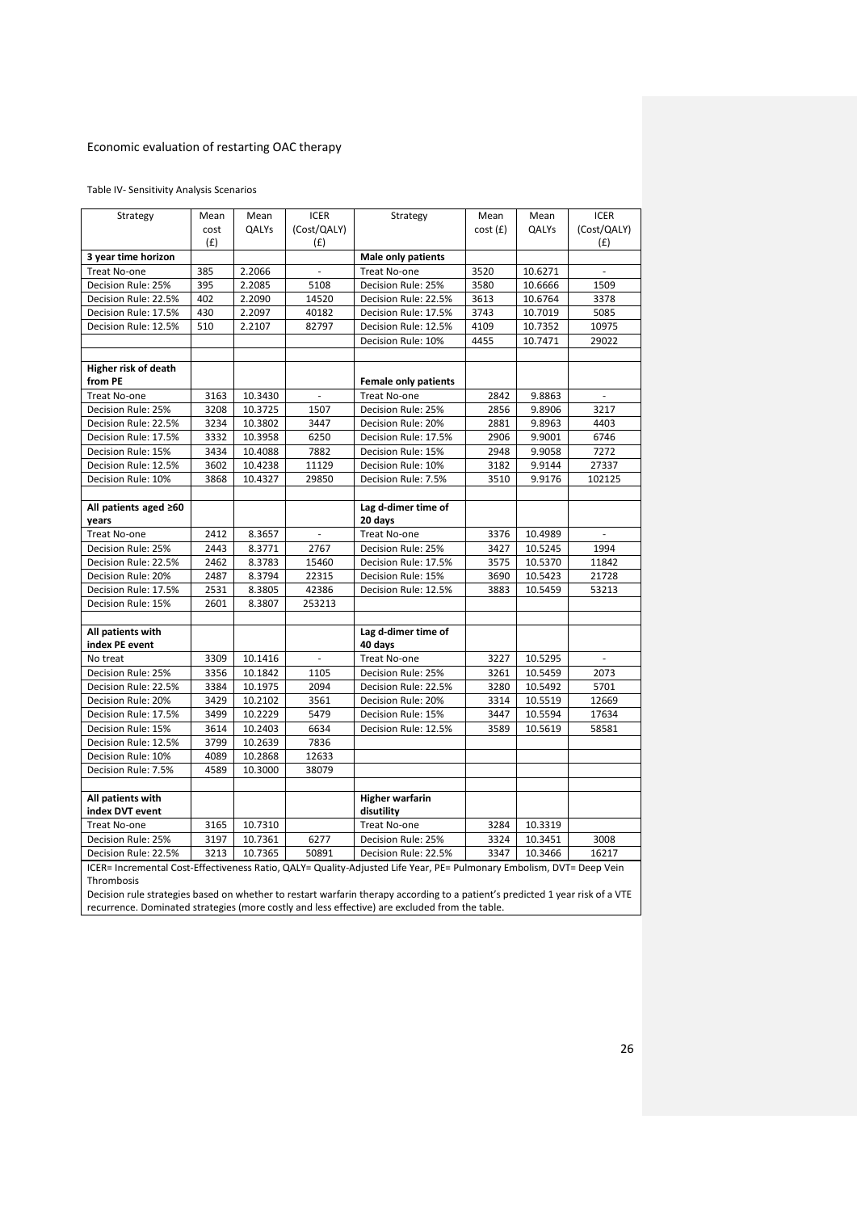Economic evaluation of restarting OAC therapy

Table IV- Sensitivity Analysis Scenarios

| Strategy | Mean cost (£) | Mean QALYs | ICER (Cost/QALY) (£) | Strategy | Mean cost (£) | Mean QALYs | ICER (Cost/QALY) (£) |
|---|---|---|---|---|---|---|---|
| **3 year time horizon** | | | | **Male only patients** | | | |
| Treat No-one | 385 | 2.2066 | - | Treat No-one | 3520 | 10.6271 | - |
| Decision Rule: 25% | 395 | 2.2085 | 5108 | Decision Rule: 25% | 3580 | 10.6666 | 1509 |
| Decision Rule: 22.5% | 402 | 2.2090 | 14520 | Decision Rule: 22.5% | 3613 | 10.6764 | 3378 |
| Decision Rule: 17.5% | 430 | 2.2097 | 40182 | Decision Rule: 17.5% | 3743 | 10.7019 | 5085 |
| Decision Rule: 12.5% | 510 | 2.2107 | 82797 | Decision Rule: 12.5% | 4109 | 10.7352 | 10975 |
| | | | | Decision Rule: 10% | 4455 | 10.7471 | 29022 |
| | | | | | | | |
| **Higher risk of death from PE** | | | | **Female only patients** | | | |
| Treat No-one | 3163 | 10.3430 | - | Treat No-one | 2842 | 9.8863 | - |
| Decision Rule: 25% | 3208 | 10.3725 | 1507 | Decision Rule: 25% | 2856 | 9.8906 | 3217 |
| Decision Rule: 22.5% | 3234 | 10.3802 | 3447 | Decision Rule: 20% | 2881 | 9.8963 | 4403 |
| Decision Rule: 17.5% | 3332 | 10.3958 | 6250 | Decision Rule: 17.5% | 2906 | 9.9001 | 6746 |
| Decision Rule: 15% | 3434 | 10.4088 | 7882 | Decision Rule: 15% | 2948 | 9.9058 | 7272 |
| Decision Rule: 12.5% | 3602 | 10.4238 | 11129 | Decision Rule: 10% | 3182 | 9.9144 | 27337 |
| Decision Rule: 10% | 3868 | 10.4327 | 29850 | Decision Rule: 7.5% | 3510 | 9.9176 | 102125 |
| | | | | | | | |
| **All patients aged ≥60 years** | | | | **Lag d-dimer time of 20 days** | | | |
| Treat No-one | 2412 | 8.3657 | - | Treat No-one | 3376 | 10.4989 | - |
| Decision Rule: 25% | 2443 | 8.3771 | 2767 | Decision Rule: 25% | 3427 | 10.5245 | 1994 |
| Decision Rule: 22.5% | 2462 | 8.3783 | 15460 | Decision Rule: 17.5% | 3575 | 10.5370 | 11842 |
| Decision Rule: 20% | 2487 | 8.3794 | 22315 | Decision Rule: 15% | 3690 | 10.5423 | 21728 |
| Decision Rule: 17.5% | 2531 | 8.3805 | 42386 | Decision Rule: 12.5% | 3883 | 10.5459 | 53213 |
| Decision Rule: 15% | 2601 | 8.3807 | 253213 | | | | |
| | | | | | | | |
| **All patients with index PE event** | | | | **Lag d-dimer time of 40 days** | | | |
| No treat | 3309 | 10.1416 | - | Treat No-one | 3227 | 10.5295 | - |
| Decision Rule: 25% | 3356 | 10.1842 | 1105 | Decision Rule: 25% | 3261 | 10.5459 | 2073 |
| Decision Rule: 22.5% | 3384 | 10.1975 | 2094 | Decision Rule: 22.5% | 3280 | 10.5492 | 5701 |
| Decision Rule: 20% | 3429 | 10.2102 | 3561 | Decision Rule: 20% | 3314 | 10.5519 | 12669 |
| Decision Rule: 17.5% | 3499 | 10.2229 | 5479 | Decision Rule: 15% | 3447 | 10.5594 | 17634 |
| Decision Rule: 15% | 3614 | 10.2403 | 6634 | Decision Rule: 12.5% | 3589 | 10.5619 | 58581 |
| Decision Rule: 12.5% | 3799 | 10.2639 | 7836 | | | | |
| Decision Rule: 10% | 4089 | 10.2868 | 12633 | | | | |
| Decision Rule: 7.5% | 4589 | 10.3000 | 38079 | | | | |
| | | | | | | | |
| **All patients with index DVT event** | | | | **Higher warfarin disutility** | | | |
| Treat No-one | 3165 | 10.7310 | | Treat No-one | 3284 | 10.3319 | |
| Decision Rule: 25% | 3197 | 10.7361 | 6277 | Decision Rule: 25% | 3324 | 10.3451 | 3008 |
| Decision Rule: 22.5% | 3213 | 10.7365 | 50891 | Decision Rule: 22.5% | 3347 | 10.3466 | 16217 |

ICER= Incremental Cost-Effectiveness Ratio, QALY= Quality-Adjusted Life Year, PE= Pulmonary Embolism, DVT= Deep Vein Thrombosis

Decision rule strategies based on whether to restart warfarin therapy according to a patient's predicted 1 year risk of a VTE recurrence. Dominated strategies (more costly and less effective) are excluded from the table.